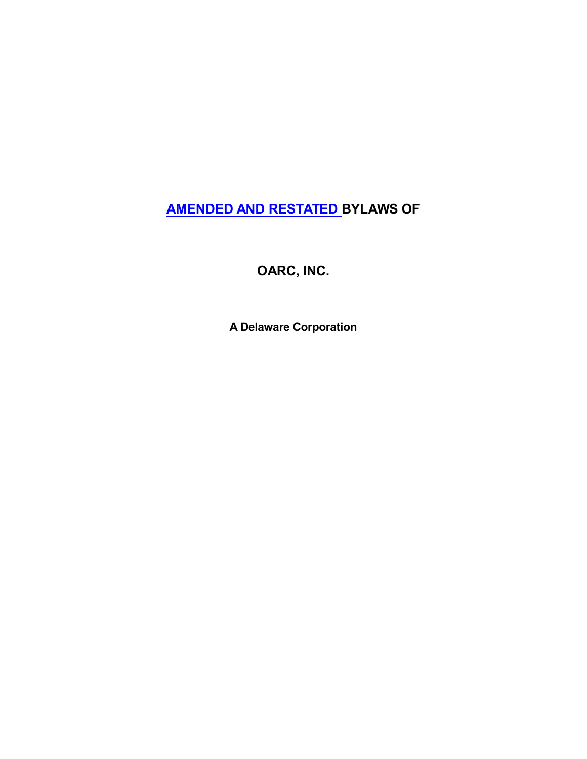# AMENDED AND RESTATED BYLAWS OF

# OARC, INC.

**A Delaware Corporation**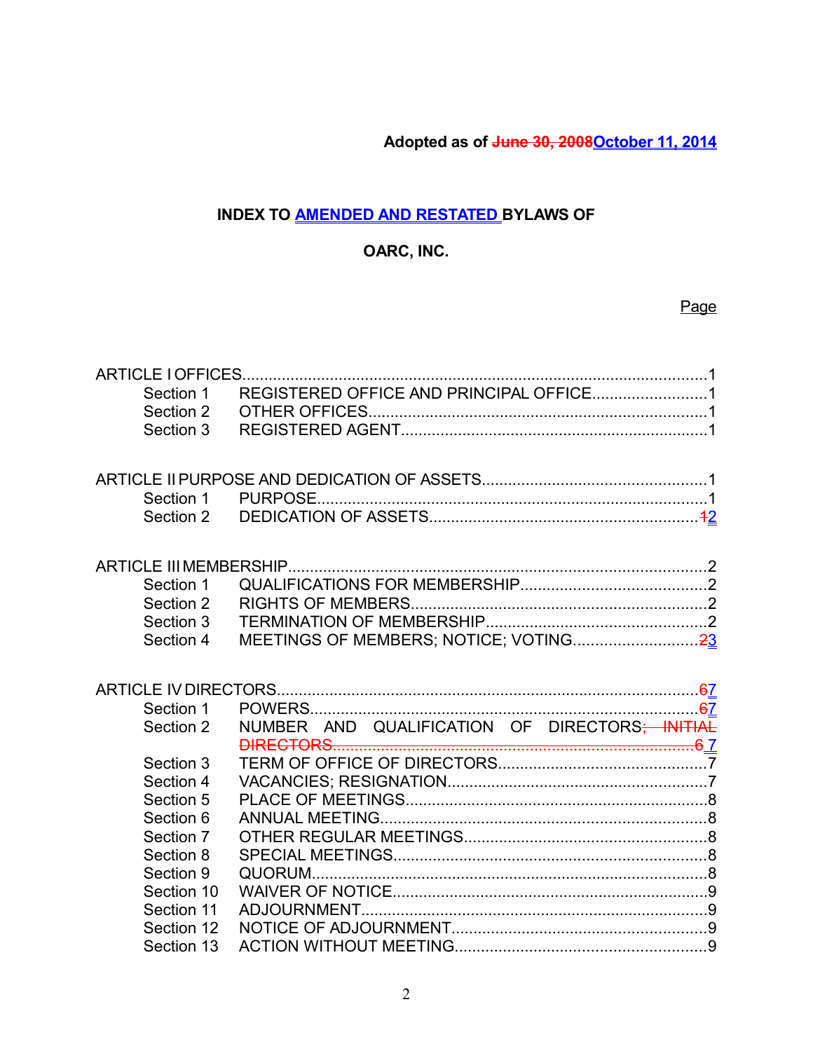**Adopted as of ~~June 30, 2008~~October 11, 2014**

**INDEX TO AMENDED AND RESTATED BYLAWS OF**

**OARC, INC.**

Page

ARTICLE I OFFICES....1
- Section 1 REGISTERED OFFICE AND PRINCIPAL OFFICE....1
- Section 2 OTHER OFFICES....1
- Section 3 REGISTERED AGENT....1

ARTICLE II PURPOSE AND DEDICATION OF ASSETS....1
- Section 1 PURPOSE....1
- Section 2 DEDICATION OF ASSETS....~~1~~2

ARTICLE III MEMBERSHIP....2
- Section 1 QUALIFICATIONS FOR MEMBERSHIP....2
- Section 2 RIGHTS OF MEMBERS....2
- Section 3 TERMINATION OF MEMBERSHIP....2
- Section 4 MEETINGS OF MEMBERS; NOTICE; VOTING....~~2~~3

ARTICLE IV DIRECTORS....~~6~~7
- Section 1 POWERS....~~6~~7
- Section 2 NUMBER AND QUALIFICATION OF DIRECTORS~~; INITIAL DIRECTORS~~....~~6~~ 7
- Section 3 TERM OF OFFICE OF DIRECTORS....7
- Section 4 VACANCIES; RESIGNATION....7
- Section 5 PLACE OF MEETINGS....8
- Section 6 ANNUAL MEETING....8
- Section 7 OTHER REGULAR MEETINGS....8
- Section 8 SPECIAL MEETINGS....8
- Section 9 QUORUM....8
- Section 10 WAIVER OF NOTICE....9
- Section 11 ADJOURNMENT....9
- Section 12 NOTICE OF ADJOURNMENT....9
- Section 13 ACTION WITHOUT MEETING....9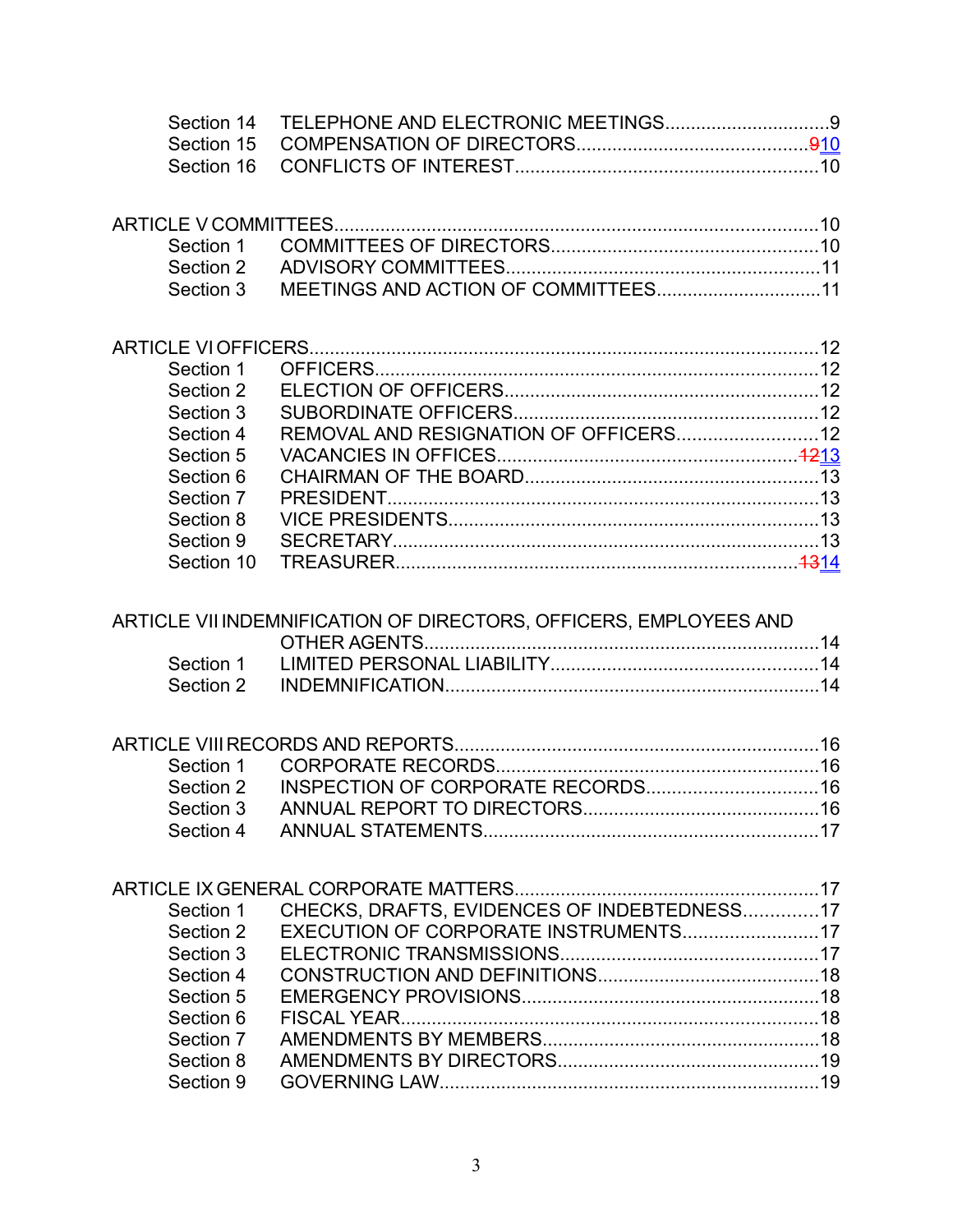Section 14 TELEPHONE AND ELECTRONIC MEETINGS................................9
Section 15 COMPENSATION OF DIRECTORS.............................................~~9~~10
Section 16 CONFLICTS OF INTEREST...........................................................10

ARTICLE V COMMITTEES...............................................................................................10
Section 1 COMMITTEES OF DIRECTORS....................................................10
Section 2 ADVISORY COMMITTEES.............................................................11
Section 3 MEETINGS AND ACTION OF COMMITTEES................................11

ARTICLE VI OFFICERS...................................................................................................12
Section 1 OFFICERS.......................................................................................12
Section 2 ELECTION OF OFFICERS.............................................................12
Section 3 SUBORDINATE OFFICERS...........................................................12
Section 4 REMOVAL AND RESIGNATION OF OFFICERS...........................12
Section 5 VACANCIES IN OFFICES..........................................................~~12~~13
Section 6 CHAIRMAN OF THE BOARD.........................................................13
Section 7 PRESIDENT....................................................................................13
Section 8 VICE PRESIDENTS........................................................................13
Section 9 SECRETARY...................................................................................13
Section 10 TREASURER..............................................................................~~13~~14

ARTICLE VII INDEMNIFICATION OF DIRECTORS, OFFICERS, EMPLOYEES AND OTHER AGENTS.............................................................................14
Section 1 LIMITED PERSONAL LIABILITY....................................................14
Section 2 INDEMNIFICATION.........................................................................14

ARTICLE VIII RECORDS AND REPORTS.......................................................................16
Section 1 CORPORATE RECORDS...............................................................16
Section 2 INSPECTION OF CORPORATE RECORDS.................................16
Section 3 ANNUAL REPORT TO DIRECTORS..............................................16
Section 4 ANNUAL STATEMENTS.................................................................17

ARTICLE IX GENERAL CORPORATE MATTERS...........................................................17
Section 1 CHECKS, DRAFTS, EVIDENCES OF INDEBTEDNESS..............17
Section 2 EXECUTION OF CORPORATE INSTRUMENTS..........................17
Section 3 ELECTRONIC TRANSMISSIONS..................................................17
Section 4 CONSTRUCTION AND DEFINITIONS...........................................18
Section 5 EMERGENCY PROVISIONS..........................................................18
Section 6 FISCAL YEAR..................................................................................18
Section 7 AMENDMENTS BY MEMBERS......................................................18
Section 8 AMENDMENTS BY DIRECTORS...................................................19
Section 9 GOVERNING LAW..........................................................................19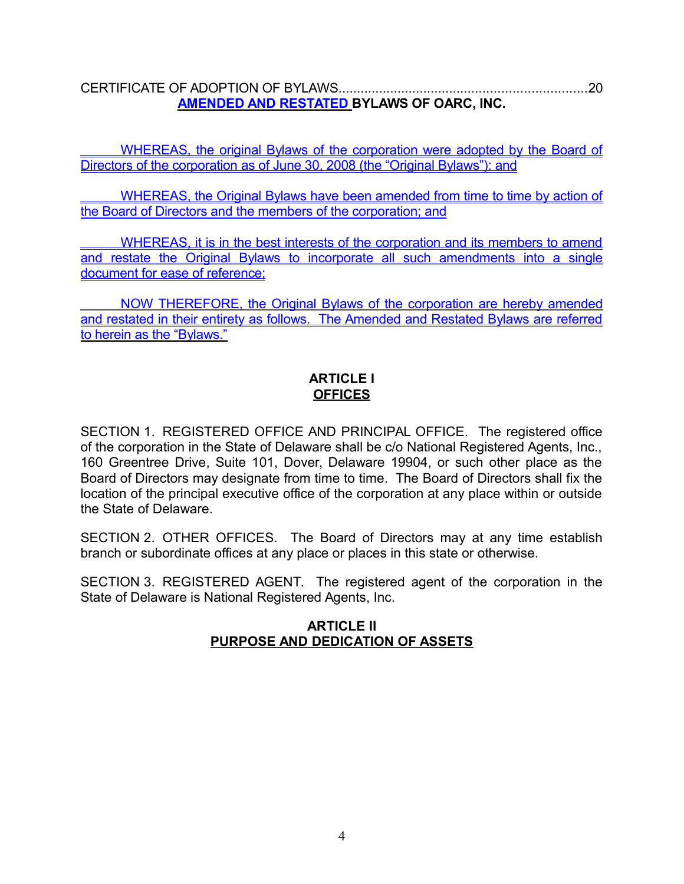CERTIFICATE OF ADOPTION OF BYLAWS....................................................................20

# AMENDED AND RESTATED BYLAWS OF OARC, INC.

WHEREAS, the original Bylaws of the corporation were adopted by the Board of Directors of the corporation as of June 30, 2008 (the "Original Bylaws"): and

WHEREAS, the Original Bylaws have been amended from time to time by action of the Board of Directors and the members of the corporation; and

WHEREAS, it is in the best interests of the corporation and its members to amend and restate the Original Bylaws to incorporate all such amendments into a single document for ease of reference;

NOW THEREFORE, the Original Bylaws of the corporation are hereby amended and restated in their entirety as follows. The Amended and Restated Bylaws are referred to herein as the "Bylaws."

## ARTICLE I
## OFFICES

SECTION 1. REGISTERED OFFICE AND PRINCIPAL OFFICE. The registered office of the corporation in the State of Delaware shall be c/o National Registered Agents, Inc., 160 Greentree Drive, Suite 101, Dover, Delaware 19904, or such other place as the Board of Directors may designate from time to time. The Board of Directors shall fix the location of the principal executive office of the corporation at any place within or outside the State of Delaware.

SECTION 2. OTHER OFFICES. The Board of Directors may at any time establish branch or subordinate offices at any place or places in this state or otherwise.

SECTION 3. REGISTERED AGENT. The registered agent of the corporation in the State of Delaware is National Registered Agents, Inc.

## ARTICLE II
## PURPOSE AND DEDICATION OF ASSETS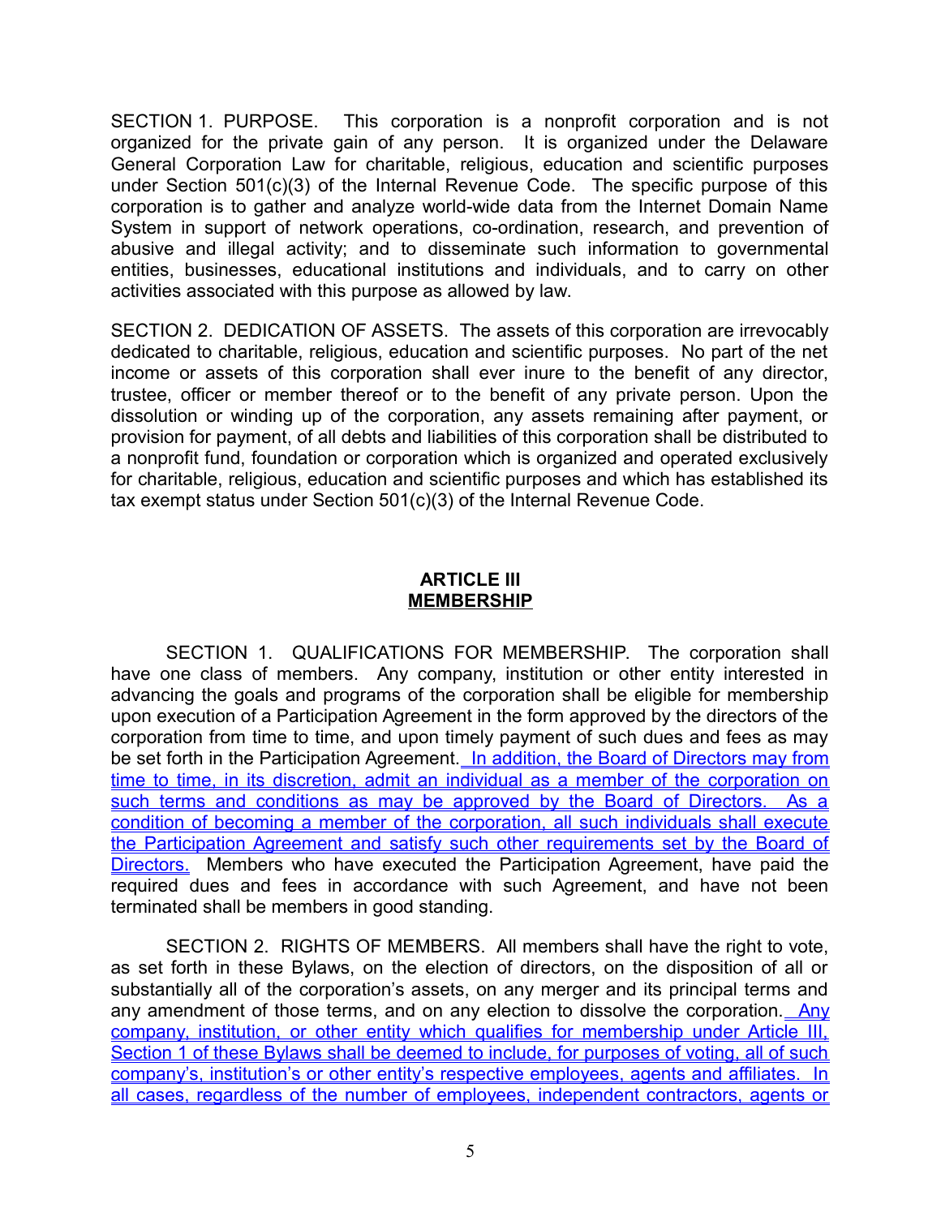SECTION 1. PURPOSE. This corporation is a nonprofit corporation and is not organized for the private gain of any person. It is organized under the Delaware General Corporation Law for charitable, religious, education and scientific purposes under Section 501(c)(3) of the Internal Revenue Code. The specific purpose of this corporation is to gather and analyze world-wide data from the Internet Domain Name System in support of network operations, co-ordination, research, and prevention of abusive and illegal activity; and to disseminate such information to governmental entities, businesses, educational institutions and individuals, and to carry on other activities associated with this purpose as allowed by law.

SECTION 2. DEDICATION OF ASSETS. The assets of this corporation are irrevocably dedicated to charitable, religious, education and scientific purposes. No part of the net income or assets of this corporation shall ever inure to the benefit of any director, trustee, officer or member thereof or to the benefit of any private person. Upon the dissolution or winding up of the corporation, any assets remaining after payment, or provision for payment, of all debts and liabilities of this corporation shall be distributed to a nonprofit fund, foundation or corporation which is organized and operated exclusively for charitable, religious, education and scientific purposes and which has established its tax exempt status under Section 501(c)(3) of the Internal Revenue Code.

## ARTICLE III
## MEMBERSHIP

SECTION 1. QUALIFICATIONS FOR MEMBERSHIP. The corporation shall have one class of members. Any company, institution or other entity interested in advancing the goals and programs of the corporation shall be eligible for membership upon execution of a Participation Agreement in the form approved by the directors of the corporation from time to time, and upon timely payment of such dues and fees as may be set forth in the Participation Agreement. In addition, the Board of Directors may from time to time, in its discretion, admit an individual as a member of the corporation on such terms and conditions as may be approved by the Board of Directors. As a condition of becoming a member of the corporation, all such individuals shall execute the Participation Agreement and satisfy such other requirements set by the Board of Directors. Members who have executed the Participation Agreement, have paid the required dues and fees in accordance with such Agreement, and have not been terminated shall be members in good standing.

SECTION 2. RIGHTS OF MEMBERS. All members shall have the right to vote, as set forth in these Bylaws, on the election of directors, on the disposition of all or substantially all of the corporation's assets, on any merger and its principal terms and any amendment of those terms, and on any election to dissolve the corporation. Any company, institution, or other entity which qualifies for membership under Article III, Section 1 of these Bylaws shall be deemed to include, for purposes of voting, all of such company's, institution's or other entity's respective employees, agents and affiliates. In all cases, regardless of the number of employees, independent contractors, agents or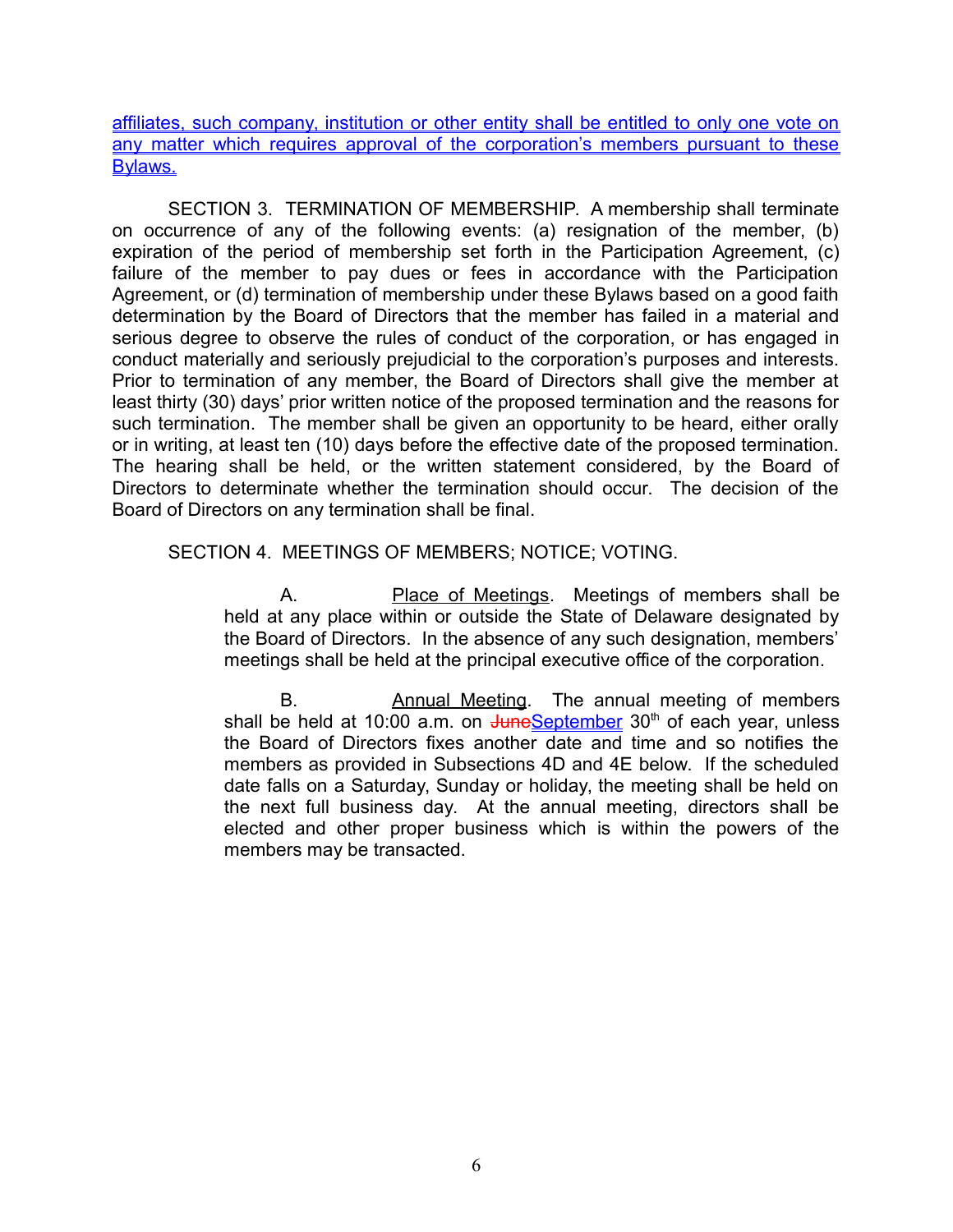affiliates, such company, institution or other entity shall be entitled to only one vote on any matter which requires approval of the corporation's members pursuant to these Bylaws.

SECTION 3. TERMINATION OF MEMBERSHIP. A membership shall terminate on occurrence of any of the following events: (a) resignation of the member, (b) expiration of the period of membership set forth in the Participation Agreement, (c) failure of the member to pay dues or fees in accordance with the Participation Agreement, or (d) termination of membership under these Bylaws based on a good faith determination by the Board of Directors that the member has failed in a material and serious degree to observe the rules of conduct of the corporation, or has engaged in conduct materially and seriously prejudicial to the corporation's purposes and interests. Prior to termination of any member, the Board of Directors shall give the member at least thirty (30) days' prior written notice of the proposed termination and the reasons for such termination. The member shall be given an opportunity to be heard, either orally or in writing, at least ten (10) days before the effective date of the proposed termination. The hearing shall be held, or the written statement considered, by the Board of Directors to determinate whether the termination should occur. The decision of the Board of Directors on any termination shall be final.

SECTION 4. MEETINGS OF MEMBERS; NOTICE; VOTING.

A. Place of Meetings. Meetings of members shall be held at any place within or outside the State of Delaware designated by the Board of Directors. In the absence of any such designation, members' meetings shall be held at the principal executive office of the corporation.

B. Annual Meeting. The annual meeting of members shall be held at 10:00 a.m. on ~~June~~September 30th of each year, unless the Board of Directors fixes another date and time and so notifies the members as provided in Subsections 4D and 4E below. If the scheduled date falls on a Saturday, Sunday or holiday, the meeting shall be held on the next full business day. At the annual meeting, directors shall be elected and other proper business which is within the powers of the members may be transacted.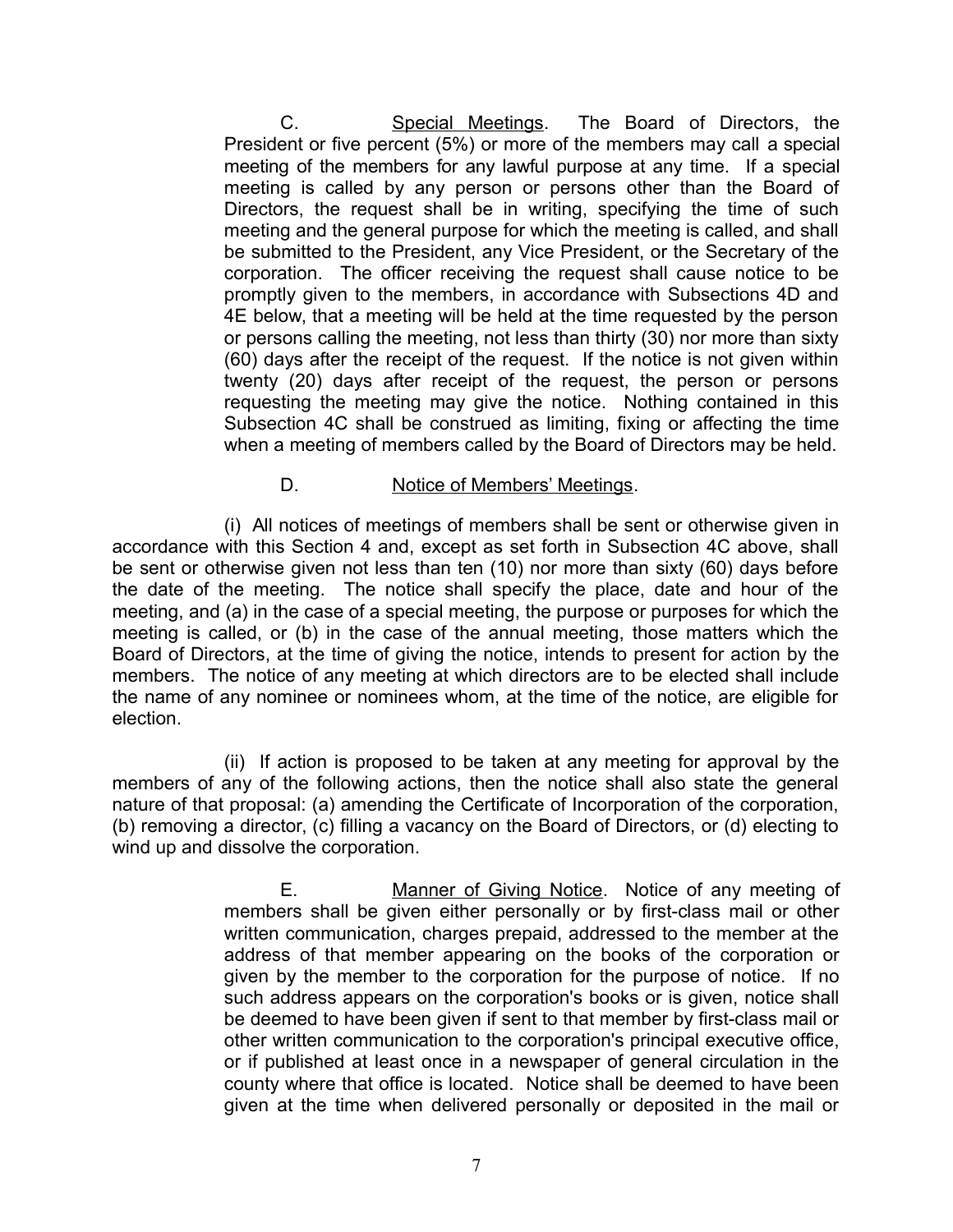C. <u>Special Meetings</u>. The Board of Directors, the President or five percent (5%) or more of the members may call a special meeting of the members for any lawful purpose at any time. If a special meeting is called by any person or persons other than the Board of Directors, the request shall be in writing, specifying the time of such meeting and the general purpose for which the meeting is called, and shall be submitted to the President, any Vice President, or the Secretary of the corporation. The officer receiving the request shall cause notice to be promptly given to the members, in accordance with Subsections 4D and 4E below, that a meeting will be held at the time requested by the person or persons calling the meeting, not less than thirty (30) nor more than sixty (60) days after the receipt of the request. If the notice is not given within twenty (20) days after receipt of the request, the person or persons requesting the meeting may give the notice. Nothing contained in this Subsection 4C shall be construed as limiting, fixing or affecting the time when a meeting of members called by the Board of Directors may be held.

D. <u>Notice of Members' Meetings</u>.

(i) All notices of meetings of members shall be sent or otherwise given in accordance with this Section 4 and, except as set forth in Subsection 4C above, shall be sent or otherwise given not less than ten (10) nor more than sixty (60) days before the date of the meeting. The notice shall specify the place, date and hour of the meeting, and (a) in the case of a special meeting, the purpose or purposes for which the meeting is called, or (b) in the case of the annual meeting, those matters which the Board of Directors, at the time of giving the notice, intends to present for action by the members. The notice of any meeting at which directors are to be elected shall include the name of any nominee or nominees whom, at the time of the notice, are eligible for election.

(ii) If action is proposed to be taken at any meeting for approval by the members of any of the following actions, then the notice shall also state the general nature of that proposal: (a) amending the Certificate of Incorporation of the corporation, (b) removing a director, (c) filling a vacancy on the Board of Directors, or (d) electing to wind up and dissolve the corporation.

E. <u>Manner of Giving Notice</u>. Notice of any meeting of members shall be given either personally or by first-class mail or other written communication, charges prepaid, addressed to the member at the address of that member appearing on the books of the corporation or given by the member to the corporation for the purpose of notice. If no such address appears on the corporation's books or is given, notice shall be deemed to have been given if sent to that member by first-class mail or other written communication to the corporation's principal executive office, or if published at least once in a newspaper of general circulation in the county where that office is located. Notice shall be deemed to have been given at the time when delivered personally or deposited in the mail or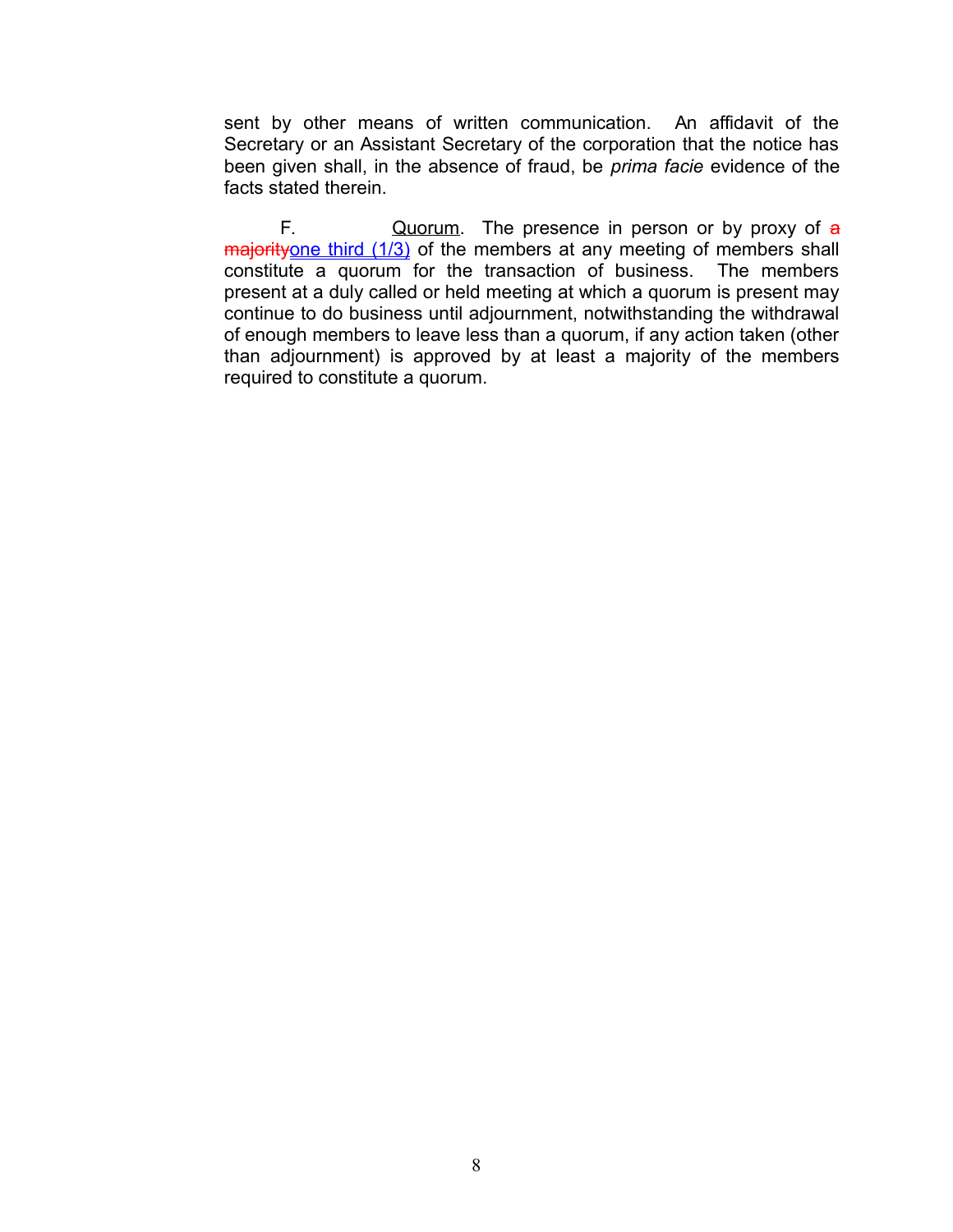sent by other means of written communication. An affidavit of the Secretary or an Assistant Secretary of the corporation that the notice has been given shall, in the absence of fraud, be *prima facie* evidence of the facts stated therein.

F. Quorum. The presence in person or by proxy of ~~a majority~~one third (1/3) of the members at any meeting of members shall constitute a quorum for the transaction of business. The members present at a duly called or held meeting at which a quorum is present may continue to do business until adjournment, notwithstanding the withdrawal of enough members to leave less than a quorum, if any action taken (other than adjournment) is approved by at least a majority of the members required to constitute a quorum.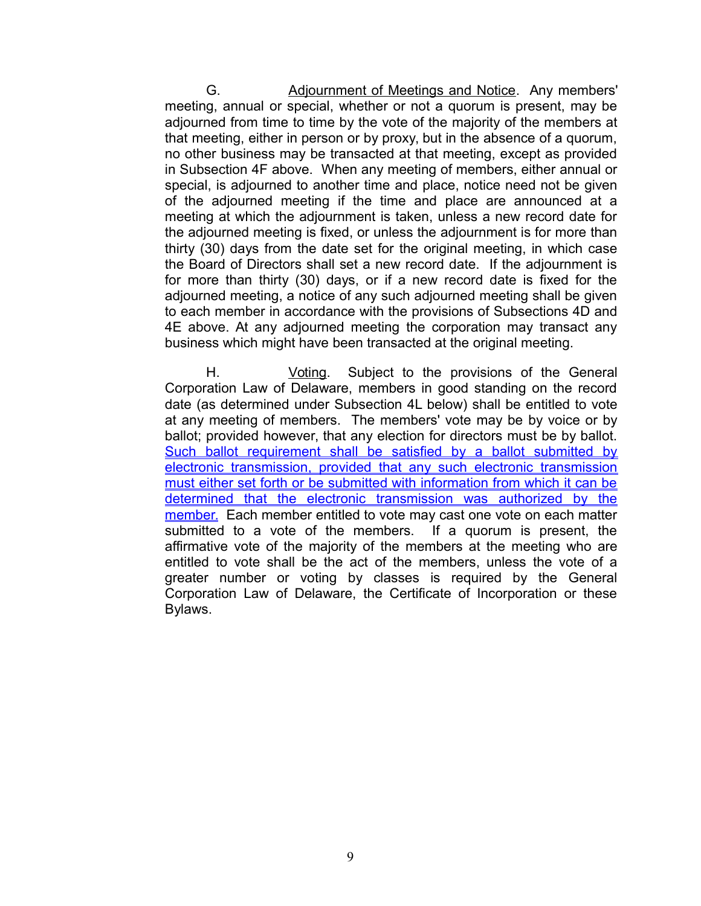G. Adjournment of Meetings and Notice. Any members' meeting, annual or special, whether or not a quorum is present, may be adjourned from time to time by the vote of the majority of the members at that meeting, either in person or by proxy, but in the absence of a quorum, no other business may be transacted at that meeting, except as provided in Subsection 4F above. When any meeting of members, either annual or special, is adjourned to another time and place, notice need not be given of the adjourned meeting if the time and place are announced at a meeting at which the adjournment is taken, unless a new record date for the adjourned meeting is fixed, or unless the adjournment is for more than thirty (30) days from the date set for the original meeting, in which case the Board of Directors shall set a new record date. If the adjournment is for more than thirty (30) days, or if a new record date is fixed for the adjourned meeting, a notice of any such adjourned meeting shall be given to each member in accordance with the provisions of Subsections 4D and 4E above. At any adjourned meeting the corporation may transact any business which might have been transacted at the original meeting.

H. Voting. Subject to the provisions of the General Corporation Law of Delaware, members in good standing on the record date (as determined under Subsection 4L below) shall be entitled to vote at any meeting of members. The members' vote may be by voice or by ballot; provided however, that any election for directors must be by ballot. Such ballot requirement shall be satisfied by a ballot submitted by electronic transmission, provided that any such electronic transmission must either set forth or be submitted with information from which it can be determined that the electronic transmission was authorized by the member. Each member entitled to vote may cast one vote on each matter submitted to a vote of the members. If a quorum is present, the affirmative vote of the majority of the members at the meeting who are entitled to vote shall be the act of the members, unless the vote of a greater number or voting by classes is required by the General Corporation Law of Delaware, the Certificate of Incorporation or these Bylaws.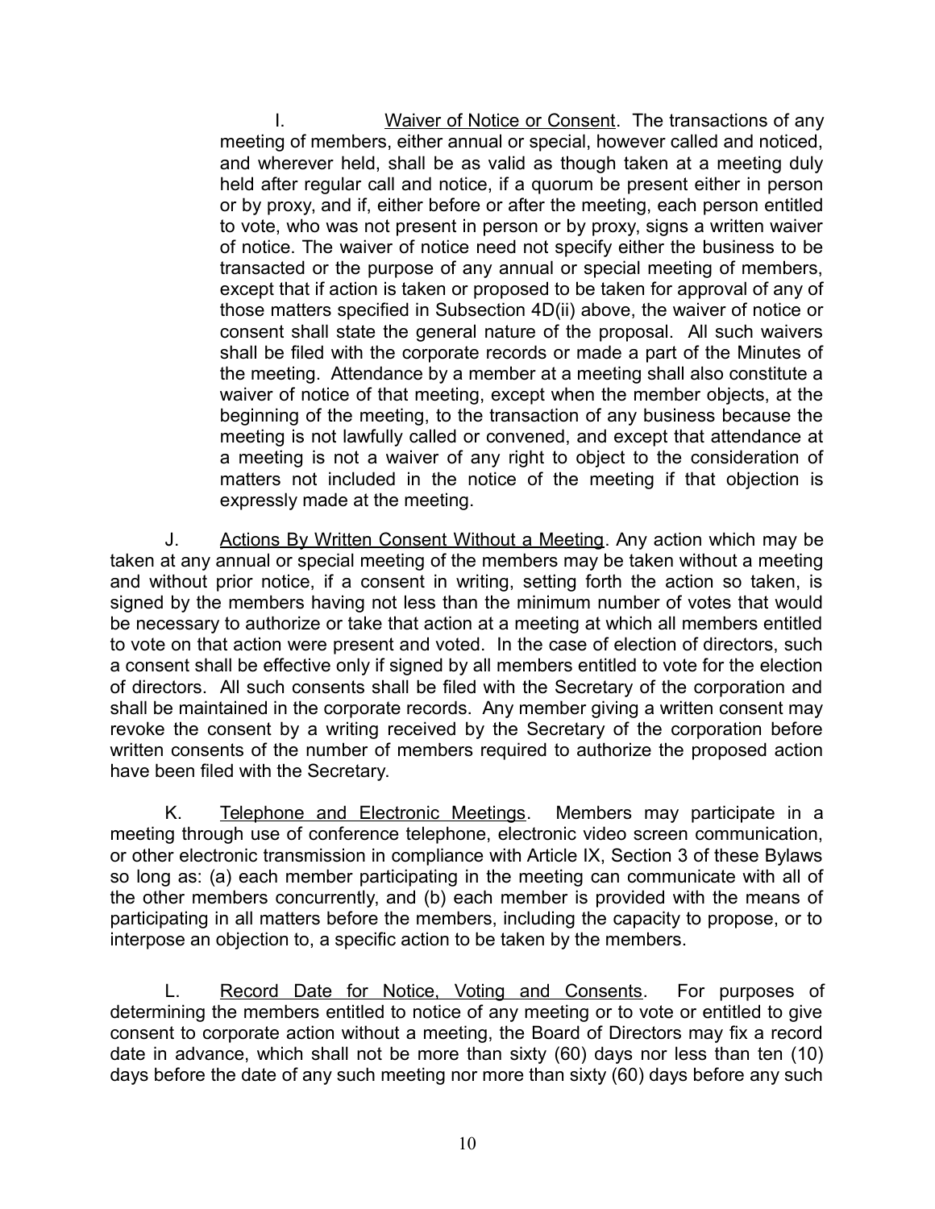I. <u>Waiver of Notice or Consent</u>. The transactions of any meeting of members, either annual or special, however called and noticed, and wherever held, shall be as valid as though taken at a meeting duly held after regular call and notice, if a quorum be present either in person or by proxy, and if, either before or after the meeting, each person entitled to vote, who was not present in person or by proxy, signs a written waiver of notice. The waiver of notice need not specify either the business to be transacted or the purpose of any annual or special meeting of members, except that if action is taken or proposed to be taken for approval of any of those matters specified in Subsection 4D(ii) above, the waiver of notice or consent shall state the general nature of the proposal. All such waivers shall be filed with the corporate records or made a part of the Minutes of the meeting. Attendance by a member at a meeting shall also constitute a waiver of notice of that meeting, except when the member objects, at the beginning of the meeting, to the transaction of any business because the meeting is not lawfully called or convened, and except that attendance at a meeting is not a waiver of any right to object to the consideration of matters not included in the notice of the meeting if that objection is expressly made at the meeting.

J. <u>Actions By Written Consent Without a Meeting</u>. Any action which may be taken at any annual or special meeting of the members may be taken without a meeting and without prior notice, if a consent in writing, setting forth the action so taken, is signed by the members having not less than the minimum number of votes that would be necessary to authorize or take that action at a meeting at which all members entitled to vote on that action were present and voted. In the case of election of directors, such a consent shall be effective only if signed by all members entitled to vote for the election of directors. All such consents shall be filed with the Secretary of the corporation and shall be maintained in the corporate records. Any member giving a written consent may revoke the consent by a writing received by the Secretary of the corporation before written consents of the number of members required to authorize the proposed action have been filed with the Secretary.

K. <u>Telephone and Electronic Meetings</u>. Members may participate in a meeting through use of conference telephone, electronic video screen communication, or other electronic transmission in compliance with Article IX, Section 3 of these Bylaws so long as: (a) each member participating in the meeting can communicate with all of the other members concurrently, and (b) each member is provided with the means of participating in all matters before the members, including the capacity to propose, or to interpose an objection to, a specific action to be taken by the members.

L. <u>Record Date for Notice, Voting and Consents</u>. For purposes of determining the members entitled to notice of any meeting or to vote or entitled to give consent to corporate action without a meeting, the Board of Directors may fix a record date in advance, which shall not be more than sixty (60) days nor less than ten (10) days before the date of any such meeting nor more than sixty (60) days before any such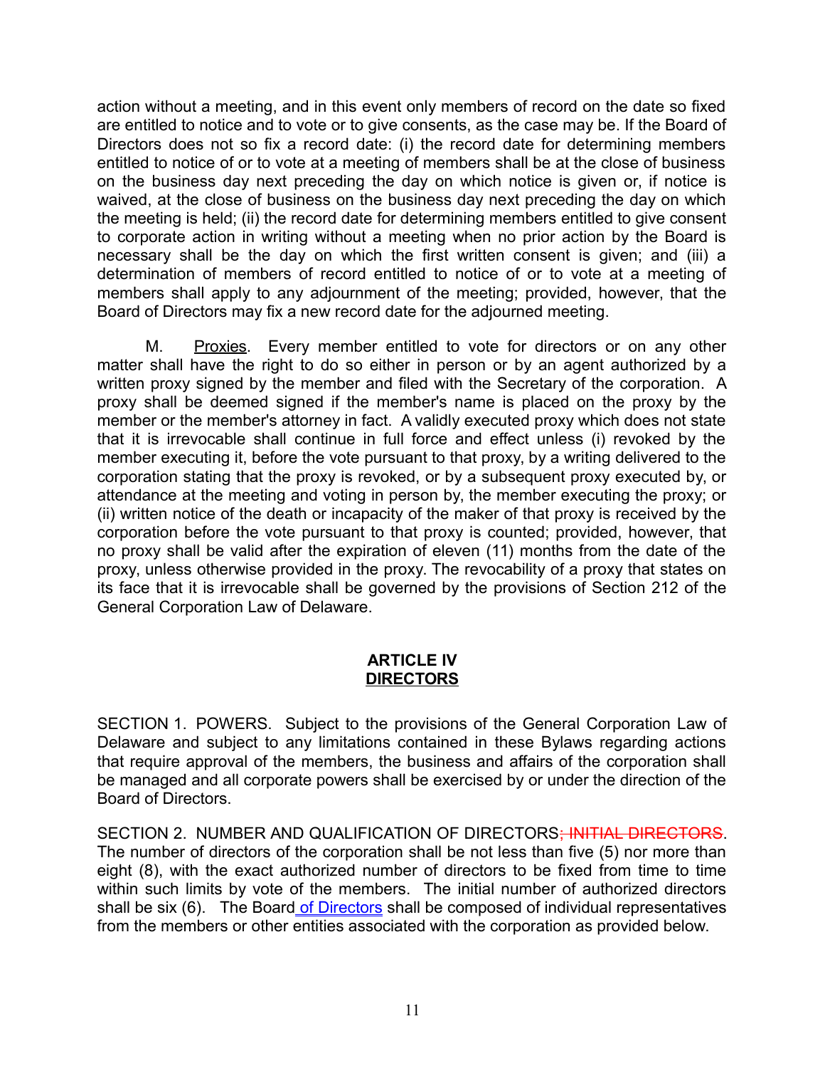action without a meeting, and in this event only members of record on the date so fixed are entitled to notice and to vote or to give consents, as the case may be. If the Board of Directors does not so fix a record date: (i) the record date for determining members entitled to notice of or to vote at a meeting of members shall be at the close of business on the business day next preceding the day on which notice is given or, if notice is waived, at the close of business on the business day next preceding the day on which the meeting is held; (ii) the record date for determining members entitled to give consent to corporate action in writing without a meeting when no prior action by the Board is necessary shall be the day on which the first written consent is given; and (iii) a determination of members of record entitled to notice of or to vote at a meeting of members shall apply to any adjournment of the meeting; provided, however, that the Board of Directors may fix a new record date for the adjourned meeting.

M. Proxies. Every member entitled to vote for directors or on any other matter shall have the right to do so either in person or by an agent authorized by a written proxy signed by the member and filed with the Secretary of the corporation. A proxy shall be deemed signed if the member's name is placed on the proxy by the member or the member's attorney in fact. A validly executed proxy which does not state that it is irrevocable shall continue in full force and effect unless (i) revoked by the member executing it, before the vote pursuant to that proxy, by a writing delivered to the corporation stating that the proxy is revoked, or by a subsequent proxy executed by, or attendance at the meeting and voting in person by, the member executing the proxy; or (ii) written notice of the death or incapacity of the maker of that proxy is received by the corporation before the vote pursuant to that proxy is counted; provided, however, that no proxy shall be valid after the expiration of eleven (11) months from the date of the proxy, unless otherwise provided in the proxy. The revocability of a proxy that states on its face that it is irrevocable shall be governed by the provisions of Section 212 of the General Corporation Law of Delaware.

## ARTICLE IV
## DIRECTORS

SECTION 1. POWERS. Subject to the provisions of the General Corporation Law of Delaware and subject to any limitations contained in these Bylaws regarding actions that require approval of the members, the business and affairs of the corporation shall be managed and all corporate powers shall be exercised by or under the direction of the Board of Directors.

SECTION 2. NUMBER AND QUALIFICATION OF DIRECTORS~~; INITIAL DIRECTORS~~. The number of directors of the corporation shall be not less than five (5) nor more than eight (8), with the exact authorized number of directors to be fixed from time to time within such limits by vote of the members. The initial number of authorized directors shall be six (6). The Board of Directors shall be composed of individual representatives from the members or other entities associated with the corporation as provided below.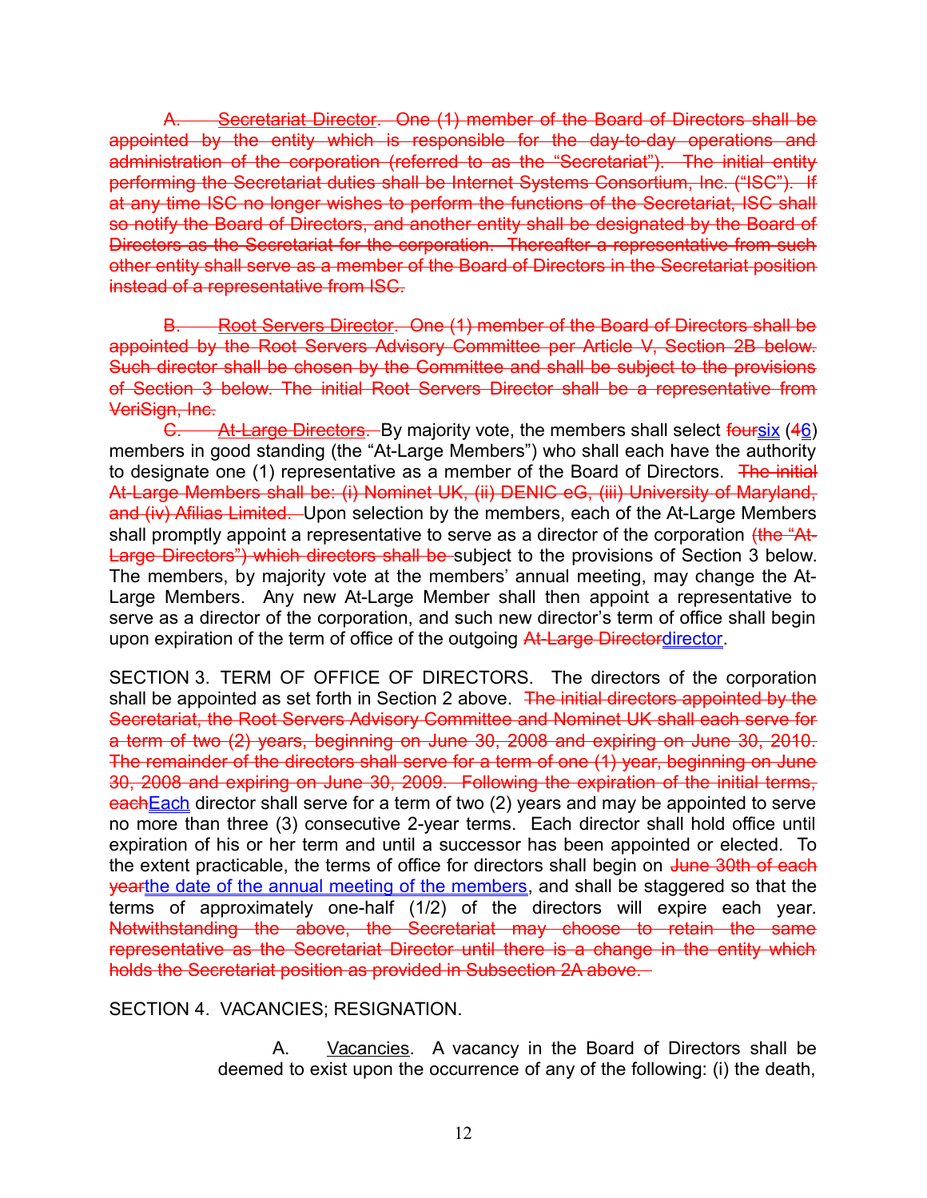~~A. Secretariat Director. One (1) member of the Board of Directors shall be appointed by the entity which is responsible for the day-to-day operations and administration of the corporation (referred to as the "Secretariat"). The initial entity performing the Secretariat duties shall be Internet Systems Consortium, Inc. ("ISC"). If at any time ISC no longer wishes to perform the functions of the Secretariat, ISC shall so notify the Board of Directors, and another entity shall be designated by the Board of Directors as the Secretariat for the corporation. Thereafter a representative from such other entity shall serve as a member of the Board of Directors in the Secretariat position instead of a representative from ISC.~~

~~B. Root Servers Director. One (1) member of the Board of Directors shall be appointed by the Root Servers Advisory Committee per Article V, Section 2B below. Such director shall be chosen by the Committee and shall be subject to the provisions of Section 3 below. The initial Root Servers Director shall be a representative from VeriSign, Inc.~~

~~C. At-Large Directors.~~ By majority vote, the members shall select ~~four~~six (~~4~~6) members in good standing (the "At-Large Members") who shall each have the authority to designate one (1) representative as a member of the Board of Directors. ~~The initial At-Large Members shall be: (i) Nominet UK, (ii) DENIC eG, (iii) University of Maryland, and (iv) Afilias Limited.~~ Upon selection by the members, each of the At-Large Members shall promptly appoint a representative to serve as a director of the corporation ~~(the "At-Large Directors") which directors shall be~~ subject to the provisions of Section 3 below. The members, by majority vote at the members' annual meeting, may change the At-Large Members. Any new At-Large Member shall then appoint a representative to serve as a director of the corporation, and such new director's term of office shall begin upon expiration of the term of office of the outgoing ~~At-Large Director~~director.

SECTION 3. TERM OF OFFICE OF DIRECTORS. The directors of the corporation shall be appointed as set forth in Section 2 above. ~~The initial directors appointed by the Secretariat, the Root Servers Advisory Committee and Nominet UK shall each serve for a term of two (2) years, beginning on June 30, 2008 and expiring on June 30, 2010. The remainder of the directors shall serve for a term of one (1) year, beginning on June 30, 2008 and expiring on June 30, 2009. Following the expiration of the initial terms, each~~Each director shall serve for a term of two (2) years and may be appointed to serve no more than three (3) consecutive 2-year terms. Each director shall hold office until expiration of his or her term and until a successor has been appointed or elected. To the extent practicable, the terms of office for directors shall begin on ~~June 30th of each year~~the date of the annual meeting of the members, and shall be staggered so that the terms of approximately one-half (1/2) of the directors will expire each year. ~~Notwithstanding the above, the Secretariat may choose to retain the same representative as the Secretariat Director until there is a change in the entity which holds the Secretariat position as provided in Subsection 2A above.~~

SECTION 4. VACANCIES; RESIGNATION.

A. Vacancies. A vacancy in the Board of Directors shall be deemed to exist upon the occurrence of any of the following: (i) the death,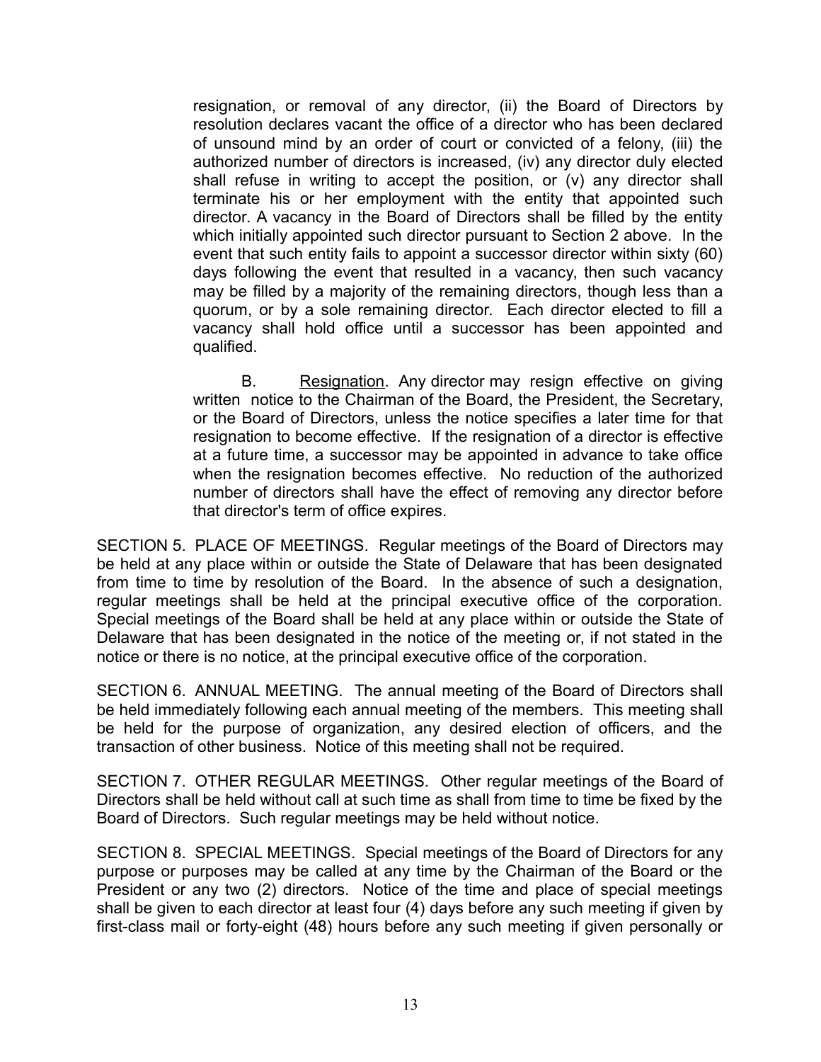resignation, or removal of any director, (ii) the Board of Directors by resolution declares vacant the office of a director who has been declared of unsound mind by an order of court or convicted of a felony, (iii) the authorized number of directors is increased, (iv) any director duly elected shall refuse in writing to accept the position, or (v) any director shall terminate his or her employment with the entity that appointed such director. A vacancy in the Board of Directors shall be filled by the entity which initially appointed such director pursuant to Section 2 above. In the event that such entity fails to appoint a successor director within sixty (60) days following the event that resulted in a vacancy, then such vacancy may be filled by a majority of the remaining directors, though less than a quorum, or by a sole remaining director. Each director elected to fill a vacancy shall hold office until a successor has been appointed and qualified.

B. Resignation. Any director may resign effective on giving written notice to the Chairman of the Board, the President, the Secretary, or the Board of Directors, unless the notice specifies a later time for that resignation to become effective. If the resignation of a director is effective at a future time, a successor may be appointed in advance to take office when the resignation becomes effective. No reduction of the authorized number of directors shall have the effect of removing any director before that director's term of office expires.

SECTION 5. PLACE OF MEETINGS. Regular meetings of the Board of Directors may be held at any place within or outside the State of Delaware that has been designated from time to time by resolution of the Board. In the absence of such a designation, regular meetings shall be held at the principal executive office of the corporation. Special meetings of the Board shall be held at any place within or outside the State of Delaware that has been designated in the notice of the meeting or, if not stated in the notice or there is no notice, at the principal executive office of the corporation.

SECTION 6. ANNUAL MEETING. The annual meeting of the Board of Directors shall be held immediately following each annual meeting of the members. This meeting shall be held for the purpose of organization, any desired election of officers, and the transaction of other business. Notice of this meeting shall not be required.

SECTION 7. OTHER REGULAR MEETINGS. Other regular meetings of the Board of Directors shall be held without call at such time as shall from time to time be fixed by the Board of Directors. Such regular meetings may be held without notice.

SECTION 8. SPECIAL MEETINGS. Special meetings of the Board of Directors for any purpose or purposes may be called at any time by the Chairman of the Board or the President or any two (2) directors. Notice of the time and place of special meetings shall be given to each director at least four (4) days before any such meeting if given by first-class mail or forty-eight (48) hours before any such meeting if given personally or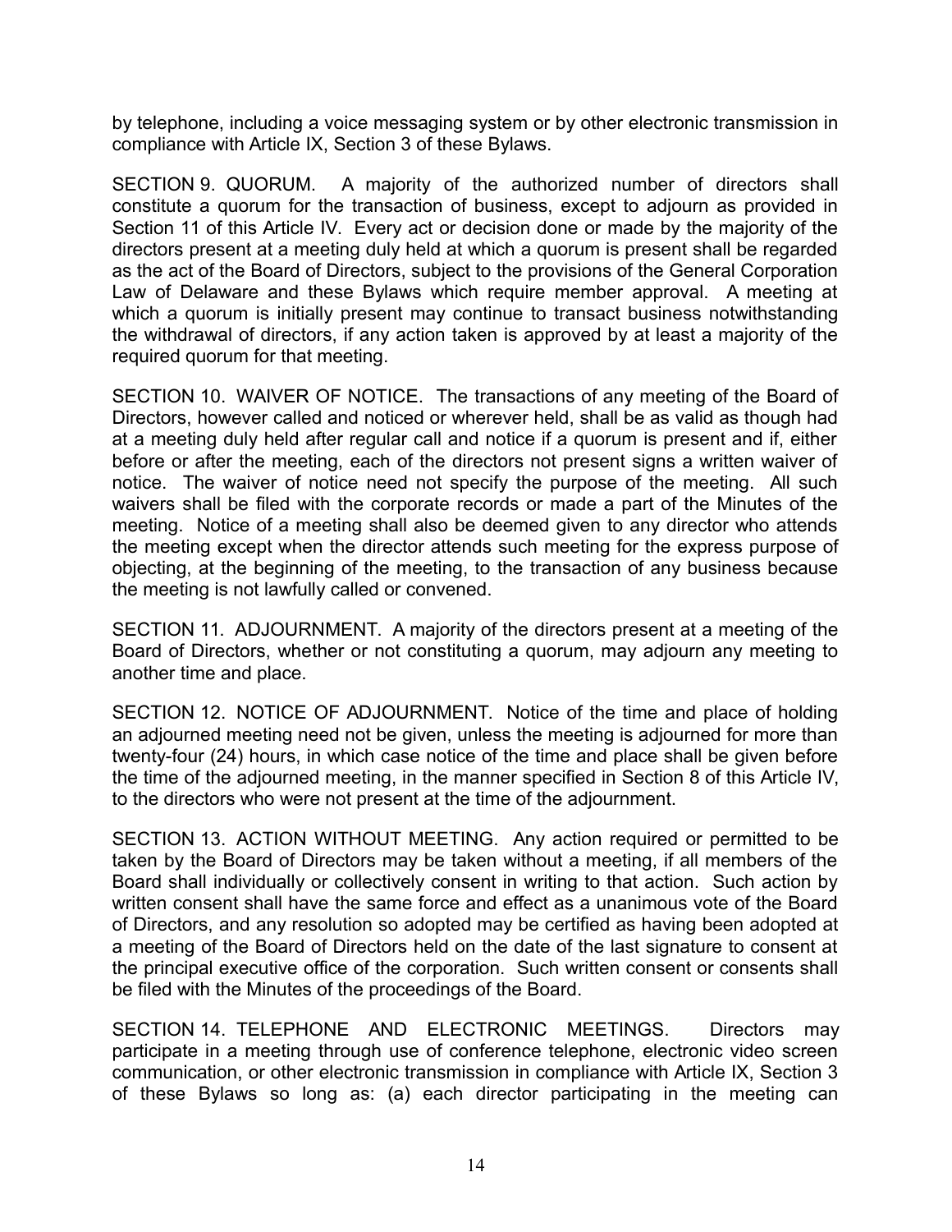by telephone, including a voice messaging system or by other electronic transmission in compliance with Article IX, Section 3 of these Bylaws.

SECTION 9. QUORUM. A majority of the authorized number of directors shall constitute a quorum for the transaction of business, except to adjourn as provided in Section 11 of this Article IV. Every act or decision done or made by the majority of the directors present at a meeting duly held at which a quorum is present shall be regarded as the act of the Board of Directors, subject to the provisions of the General Corporation Law of Delaware and these Bylaws which require member approval. A meeting at which a quorum is initially present may continue to transact business notwithstanding the withdrawal of directors, if any action taken is approved by at least a majority of the required quorum for that meeting.

SECTION 10. WAIVER OF NOTICE. The transactions of any meeting of the Board of Directors, however called and noticed or wherever held, shall be as valid as though had at a meeting duly held after regular call and notice if a quorum is present and if, either before or after the meeting, each of the directors not present signs a written waiver of notice. The waiver of notice need not specify the purpose of the meeting. All such waivers shall be filed with the corporate records or made a part of the Minutes of the meeting. Notice of a meeting shall also be deemed given to any director who attends the meeting except when the director attends such meeting for the express purpose of objecting, at the beginning of the meeting, to the transaction of any business because the meeting is not lawfully called or convened.

SECTION 11. ADJOURNMENT. A majority of the directors present at a meeting of the Board of Directors, whether or not constituting a quorum, may adjourn any meeting to another time and place.

SECTION 12. NOTICE OF ADJOURNMENT. Notice of the time and place of holding an adjourned meeting need not be given, unless the meeting is adjourned for more than twenty-four (24) hours, in which case notice of the time and place shall be given before the time of the adjourned meeting, in the manner specified in Section 8 of this Article IV, to the directors who were not present at the time of the adjournment.

SECTION 13. ACTION WITHOUT MEETING. Any action required or permitted to be taken by the Board of Directors may be taken without a meeting, if all members of the Board shall individually or collectively consent in writing to that action. Such action by written consent shall have the same force and effect as a unanimous vote of the Board of Directors, and any resolution so adopted may be certified as having been adopted at a meeting of the Board of Directors held on the date of the last signature to consent at the principal executive office of the corporation. Such written consent or consents shall be filed with the Minutes of the proceedings of the Board.

SECTION 14. TELEPHONE AND ELECTRONIC MEETINGS. Directors may participate in a meeting through use of conference telephone, electronic video screen communication, or other electronic transmission in compliance with Article IX, Section 3 of these Bylaws so long as: (a) each director participating in the meeting can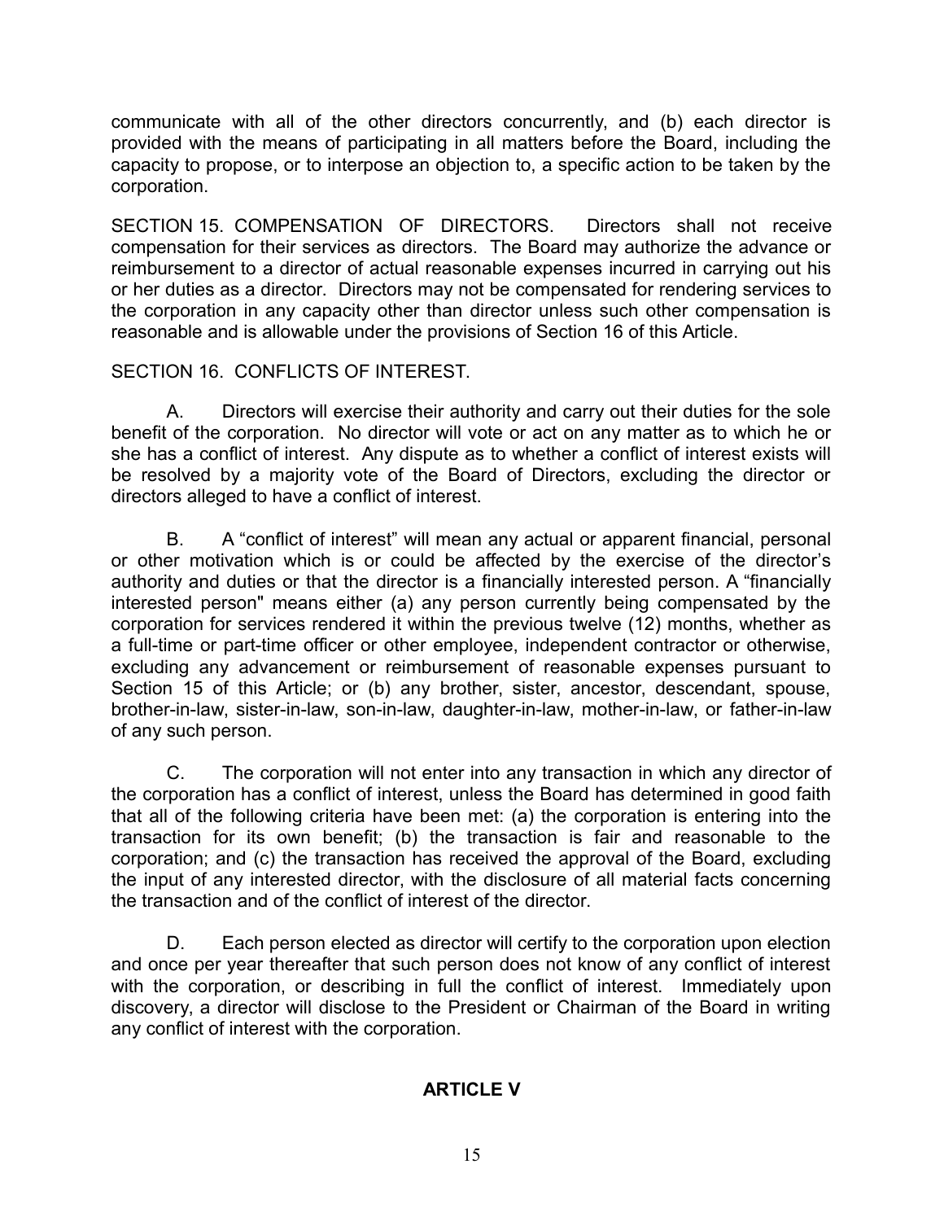communicate with all of the other directors concurrently, and (b) each director is provided with the means of participating in all matters before the Board, including the capacity to propose, or to interpose an objection to, a specific action to be taken by the corporation.

SECTION 15. COMPENSATION OF DIRECTORS. Directors shall not receive compensation for their services as directors. The Board may authorize the advance or reimbursement to a director of actual reasonable expenses incurred in carrying out his or her duties as a director. Directors may not be compensated for rendering services to the corporation in any capacity other than director unless such other compensation is reasonable and is allowable under the provisions of Section 16 of this Article.

SECTION 16. CONFLICTS OF INTEREST.

A. Directors will exercise their authority and carry out their duties for the sole benefit of the corporation. No director will vote or act on any matter as to which he or she has a conflict of interest. Any dispute as to whether a conflict of interest exists will be resolved by a majority vote of the Board of Directors, excluding the director or directors alleged to have a conflict of interest.

B. A "conflict of interest" will mean any actual or apparent financial, personal or other motivation which is or could be affected by the exercise of the director's authority and duties or that the director is a financially interested person. A "financially interested person" means either (a) any person currently being compensated by the corporation for services rendered it within the previous twelve (12) months, whether as a full-time or part-time officer or other employee, independent contractor or otherwise, excluding any advancement or reimbursement of reasonable expenses pursuant to Section 15 of this Article; or (b) any brother, sister, ancestor, descendant, spouse, brother-in-law, sister-in-law, son-in-law, daughter-in-law, mother-in-law, or father-in-law of any such person.

C. The corporation will not enter into any transaction in which any director of the corporation has a conflict of interest, unless the Board has determined in good faith that all of the following criteria have been met: (a) the corporation is entering into the transaction for its own benefit; (b) the transaction is fair and reasonable to the corporation; and (c) the transaction has received the approval of the Board, excluding the input of any interested director, with the disclosure of all material facts concerning the transaction and of the conflict of interest of the director.

D. Each person elected as director will certify to the corporation upon election and once per year thereafter that such person does not know of any conflict of interest with the corporation, or describing in full the conflict of interest. Immediately upon discovery, a director will disclose to the President or Chairman of the Board in writing any conflict of interest with the corporation.

## ARTICLE V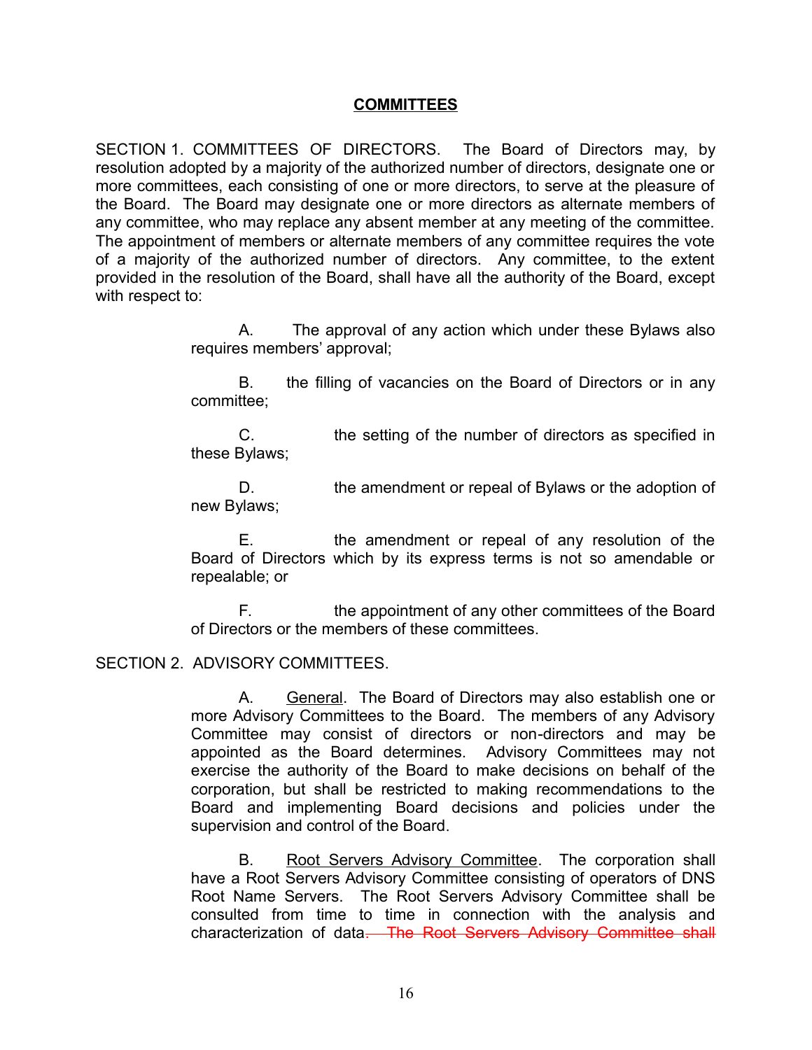## COMMITTEES

SECTION 1. COMMITTEES OF DIRECTORS. The Board of Directors may, by resolution adopted by a majority of the authorized number of directors, designate one or more committees, each consisting of one or more directors, to serve at the pleasure of the Board. The Board may designate one or more directors as alternate members of any committee, who may replace any absent member at any meeting of the committee. The appointment of members or alternate members of any committee requires the vote of a majority of the authorized number of directors. Any committee, to the extent provided in the resolution of the Board, shall have all the authority of the Board, except with respect to:

A. The approval of any action which under these Bylaws also requires members' approval;

B. the filling of vacancies on the Board of Directors or in any committee;

C. the setting of the number of directors as specified in these Bylaws;

D. the amendment or repeal of Bylaws or the adoption of new Bylaws;

E. the amendment or repeal of any resolution of the Board of Directors which by its express terms is not so amendable or repealable; or

F. the appointment of any other committees of the Board of Directors or the members of these committees.

SECTION 2. ADVISORY COMMITTEES.

A. General. The Board of Directors may also establish one or more Advisory Committees to the Board. The members of any Advisory Committee may consist of directors or non-directors and may be appointed as the Board determines. Advisory Committees may not exercise the authority of the Board to make decisions on behalf of the corporation, but shall be restricted to making recommendations to the Board and implementing Board decisions and policies under the supervision and control of the Board.

B. Root Servers Advisory Committee. The corporation shall have a Root Servers Advisory Committee consisting of operators of DNS Root Name Servers. The Root Servers Advisory Committee shall be consulted from time to time in connection with the analysis and characterization of data. ~~The Root Servers Advisory Committee shall~~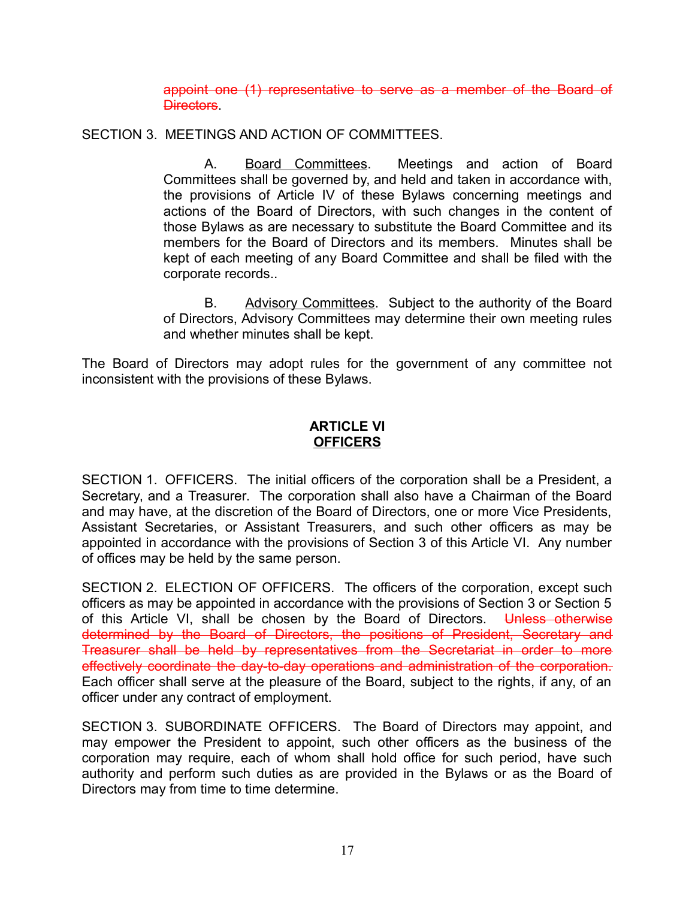~~appoint one (1) representative to serve as a member of the Board of Directors~~.

SECTION 3. MEETINGS AND ACTION OF COMMITTEES.

A. Board Committees. Meetings and action of Board Committees shall be governed by, and held and taken in accordance with, the provisions of Article IV of these Bylaws concerning meetings and actions of the Board of Directors, with such changes in the content of those Bylaws as are necessary to substitute the Board Committee and its members for the Board of Directors and its members. Minutes shall be kept of each meeting of any Board Committee and shall be filed with the corporate records..

B. Advisory Committees. Subject to the authority of the Board of Directors, Advisory Committees may determine their own meeting rules and whether minutes shall be kept.

The Board of Directors may adopt rules for the government of any committee not inconsistent with the provisions of these Bylaws.

## ARTICLE VI
## OFFICERS

SECTION 1. OFFICERS. The initial officers of the corporation shall be a President, a Secretary, and a Treasurer. The corporation shall also have a Chairman of the Board and may have, at the discretion of the Board of Directors, one or more Vice Presidents, Assistant Secretaries, or Assistant Treasurers, and such other officers as may be appointed in accordance with the provisions of Section 3 of this Article VI. Any number of offices may be held by the same person.

SECTION 2. ELECTION OF OFFICERS. The officers of the corporation, except such officers as may be appointed in accordance with the provisions of Section 3 or Section 5 of this Article VI, shall be chosen by the Board of Directors. ~~Unless otherwise determined by the Board of Directors, the positions of President, Secretary and Treasurer shall be held by representatives from the Secretariat in order to more effectively coordinate the day-to-day operations and administration of the corporation.~~ Each officer shall serve at the pleasure of the Board, subject to the rights, if any, of an officer under any contract of employment.

SECTION 3. SUBORDINATE OFFICERS. The Board of Directors may appoint, and may empower the President to appoint, such other officers as the business of the corporation may require, each of whom shall hold office for such period, have such authority and perform such duties as are provided in the Bylaws or as the Board of Directors may from time to time determine.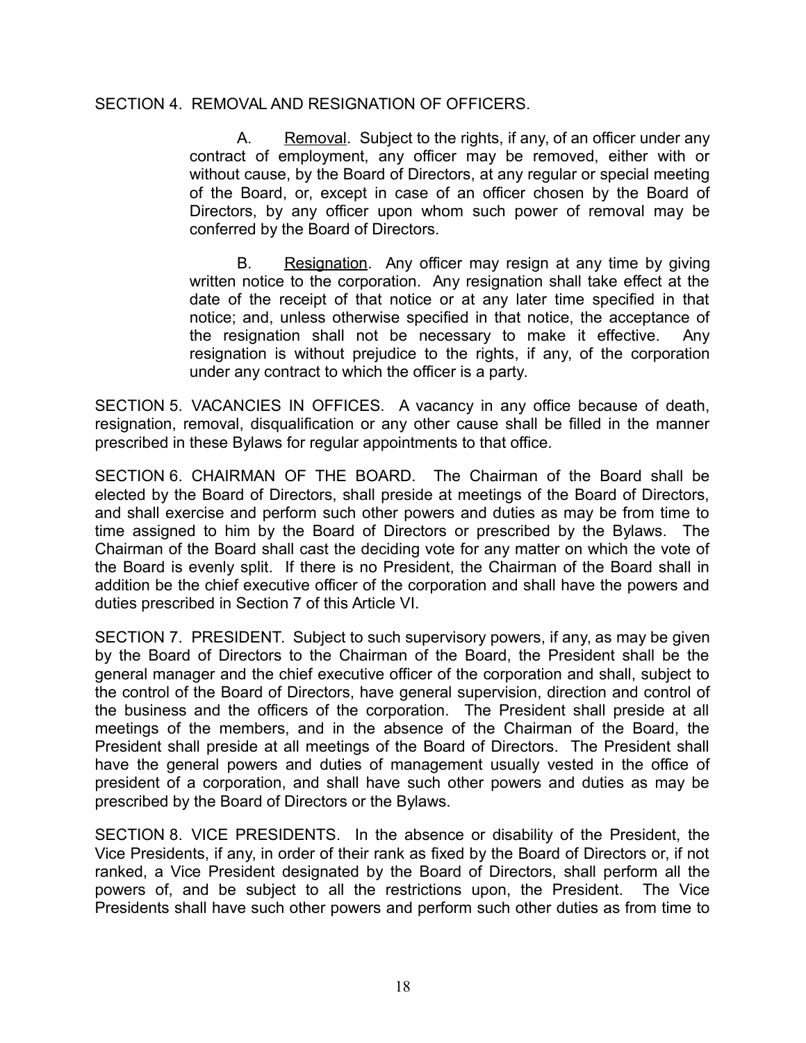SECTION 4. REMOVAL AND RESIGNATION OF OFFICERS.

A. Removal. Subject to the rights, if any, of an officer under any contract of employment, any officer may be removed, either with or without cause, by the Board of Directors, at any regular or special meeting of the Board, or, except in case of an officer chosen by the Board of Directors, by any officer upon whom such power of removal may be conferred by the Board of Directors.

B. Resignation. Any officer may resign at any time by giving written notice to the corporation. Any resignation shall take effect at the date of the receipt of that notice or at any later time specified in that notice; and, unless otherwise specified in that notice, the acceptance of the resignation shall not be necessary to make it effective. Any resignation is without prejudice to the rights, if any, of the corporation under any contract to which the officer is a party.

SECTION 5. VACANCIES IN OFFICES. A vacancy in any office because of death, resignation, removal, disqualification or any other cause shall be filled in the manner prescribed in these Bylaws for regular appointments to that office.

SECTION 6. CHAIRMAN OF THE BOARD. The Chairman of the Board shall be elected by the Board of Directors, shall preside at meetings of the Board of Directors, and shall exercise and perform such other powers and duties as may be from time to time assigned to him by the Board of Directors or prescribed by the Bylaws. The Chairman of the Board shall cast the deciding vote for any matter on which the vote of the Board is evenly split. If there is no President, the Chairman of the Board shall in addition be the chief executive officer of the corporation and shall have the powers and duties prescribed in Section 7 of this Article VI.

SECTION 7. PRESIDENT. Subject to such supervisory powers, if any, as may be given by the Board of Directors to the Chairman of the Board, the President shall be the general manager and the chief executive officer of the corporation and shall, subject to the control of the Board of Directors, have general supervision, direction and control of the business and the officers of the corporation. The President shall preside at all meetings of the members, and in the absence of the Chairman of the Board, the President shall preside at all meetings of the Board of Directors. The President shall have the general powers and duties of management usually vested in the office of president of a corporation, and shall have such other powers and duties as may be prescribed by the Board of Directors or the Bylaws.

SECTION 8. VICE PRESIDENTS. In the absence or disability of the President, the Vice Presidents, if any, in order of their rank as fixed by the Board of Directors or, if not ranked, a Vice President designated by the Board of Directors, shall perform all the powers of, and be subject to all the restrictions upon, the President. The Vice Presidents shall have such other powers and perform such other duties as from time to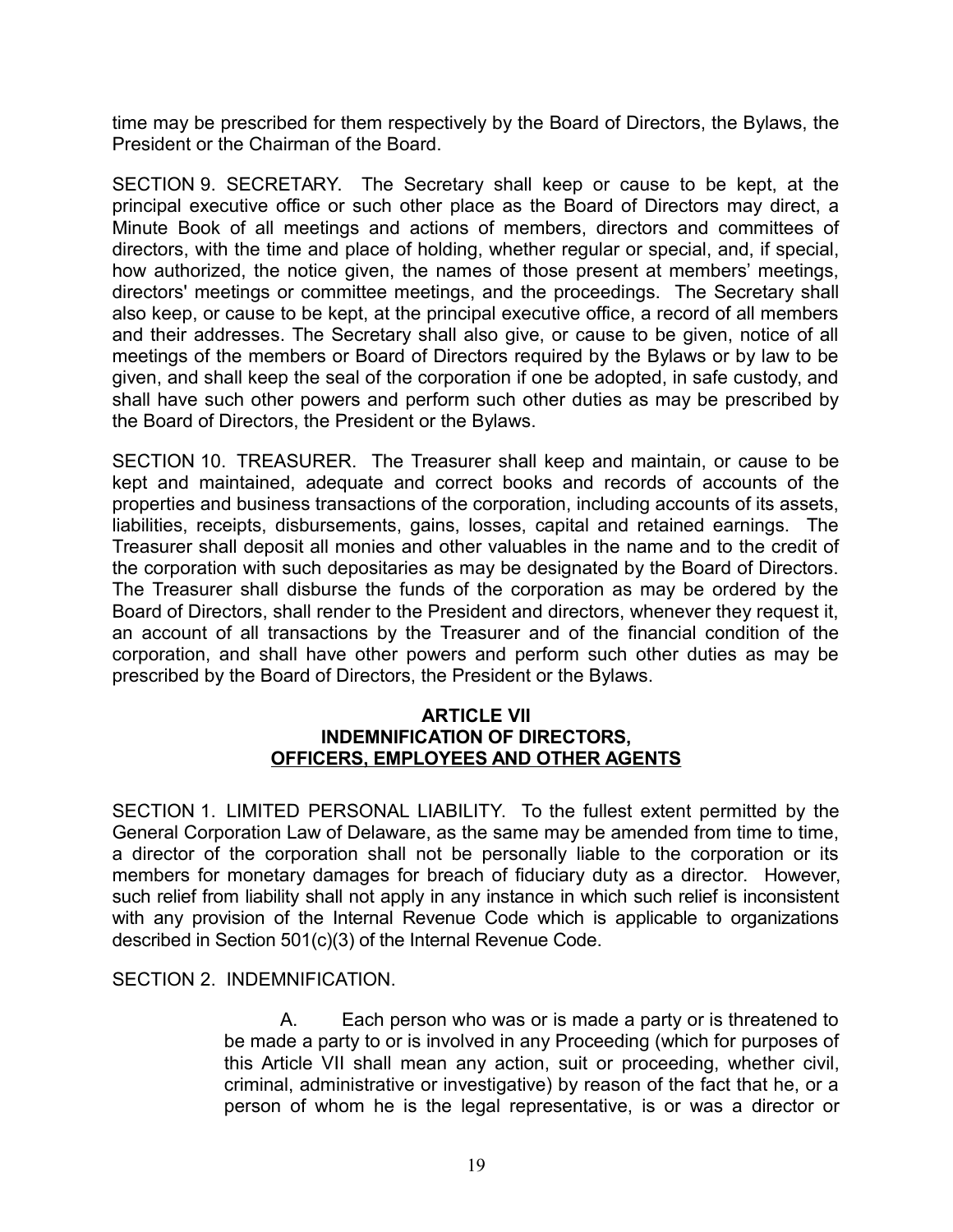time may be prescribed for them respectively by the Board of Directors, the Bylaws, the President or the Chairman of the Board.

SECTION 9. SECRETARY. The Secretary shall keep or cause to be kept, at the principal executive office or such other place as the Board of Directors may direct, a Minute Book of all meetings and actions of members, directors and committees of directors, with the time and place of holding, whether regular or special, and, if special, how authorized, the notice given, the names of those present at members' meetings, directors' meetings or committee meetings, and the proceedings. The Secretary shall also keep, or cause to be kept, at the principal executive office, a record of all members and their addresses. The Secretary shall also give, or cause to be given, notice of all meetings of the members or Board of Directors required by the Bylaws or by law to be given, and shall keep the seal of the corporation if one be adopted, in safe custody, and shall have such other powers and perform such other duties as may be prescribed by the Board of Directors, the President or the Bylaws.

SECTION 10. TREASURER. The Treasurer shall keep and maintain, or cause to be kept and maintained, adequate and correct books and records of accounts of the properties and business transactions of the corporation, including accounts of its assets, liabilities, receipts, disbursements, gains, losses, capital and retained earnings. The Treasurer shall deposit all monies and other valuables in the name and to the credit of the corporation with such depositaries as may be designated by the Board of Directors. The Treasurer shall disburse the funds of the corporation as may be ordered by the Board of Directors, shall render to the President and directors, whenever they request it, an account of all transactions by the Treasurer and of the financial condition of the corporation, and shall have other powers and perform such other duties as may be prescribed by the Board of Directors, the President or the Bylaws.

## ARTICLE VII
## INDEMNIFICATION OF DIRECTORS, OFFICERS, EMPLOYEES AND OTHER AGENTS

SECTION 1. LIMITED PERSONAL LIABILITY. To the fullest extent permitted by the General Corporation Law of Delaware, as the same may be amended from time to time, a director of the corporation shall not be personally liable to the corporation or its members for monetary damages for breach of fiduciary duty as a director. However, such relief from liability shall not apply in any instance in which such relief is inconsistent with any provision of the Internal Revenue Code which is applicable to organizations described in Section 501(c)(3) of the Internal Revenue Code.

SECTION 2. INDEMNIFICATION.

A. Each person who was or is made a party or is threatened to be made a party to or is involved in any Proceeding (which for purposes of this Article VII shall mean any action, suit or proceeding, whether civil, criminal, administrative or investigative) by reason of the fact that he, or a person of whom he is the legal representative, is or was a director or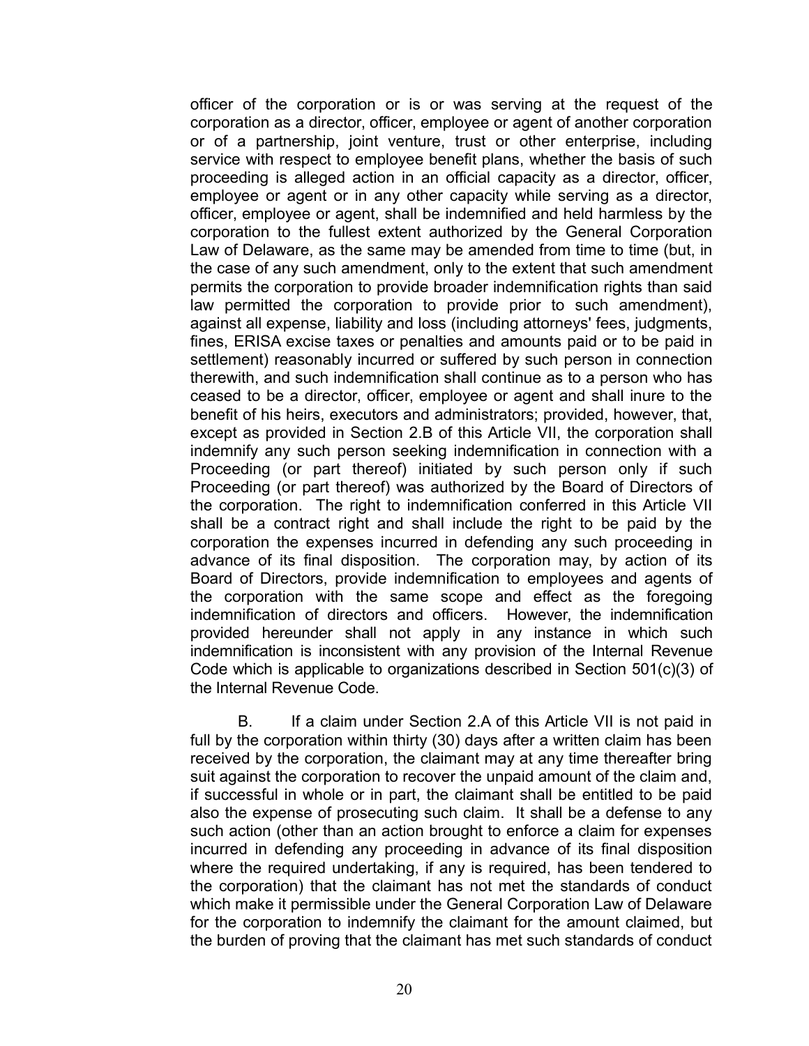officer of the corporation or is or was serving at the request of the corporation as a director, officer, employee or agent of another corporation or of a partnership, joint venture, trust or other enterprise, including service with respect to employee benefit plans, whether the basis of such proceeding is alleged action in an official capacity as a director, officer, employee or agent or in any other capacity while serving as a director, officer, employee or agent, shall be indemnified and held harmless by the corporation to the fullest extent authorized by the General Corporation Law of Delaware, as the same may be amended from time to time (but, in the case of any such amendment, only to the extent that such amendment permits the corporation to provide broader indemnification rights than said law permitted the corporation to provide prior to such amendment), against all expense, liability and loss (including attorneys' fees, judgments, fines, ERISA excise taxes or penalties and amounts paid or to be paid in settlement) reasonably incurred or suffered by such person in connection therewith, and such indemnification shall continue as to a person who has ceased to be a director, officer, employee or agent and shall inure to the benefit of his heirs, executors and administrators; provided, however, that, except as provided in Section 2.B of this Article VII, the corporation shall indemnify any such person seeking indemnification in connection with a Proceeding (or part thereof) initiated by such person only if such Proceeding (or part thereof) was authorized by the Board of Directors of the corporation. The right to indemnification conferred in this Article VII shall be a contract right and shall include the right to be paid by the corporation the expenses incurred in defending any such proceeding in advance of its final disposition. The corporation may, by action of its Board of Directors, provide indemnification to employees and agents of the corporation with the same scope and effect as the foregoing indemnification of directors and officers. However, the indemnification provided hereunder shall not apply in any instance in which such indemnification is inconsistent with any provision of the Internal Revenue Code which is applicable to organizations described in Section 501(c)(3) of the Internal Revenue Code.

B. If a claim under Section 2.A of this Article VII is not paid in full by the corporation within thirty (30) days after a written claim has been received by the corporation, the claimant may at any time thereafter bring suit against the corporation to recover the unpaid amount of the claim and, if successful in whole or in part, the claimant shall be entitled to be paid also the expense of prosecuting such claim. It shall be a defense to any such action (other than an action brought to enforce a claim for expenses incurred in defending any proceeding in advance of its final disposition where the required undertaking, if any is required, has been tendered to the corporation) that the claimant has not met the standards of conduct which make it permissible under the General Corporation Law of Delaware for the corporation to indemnify the claimant for the amount claimed, but the burden of proving that the claimant has met such standards of conduct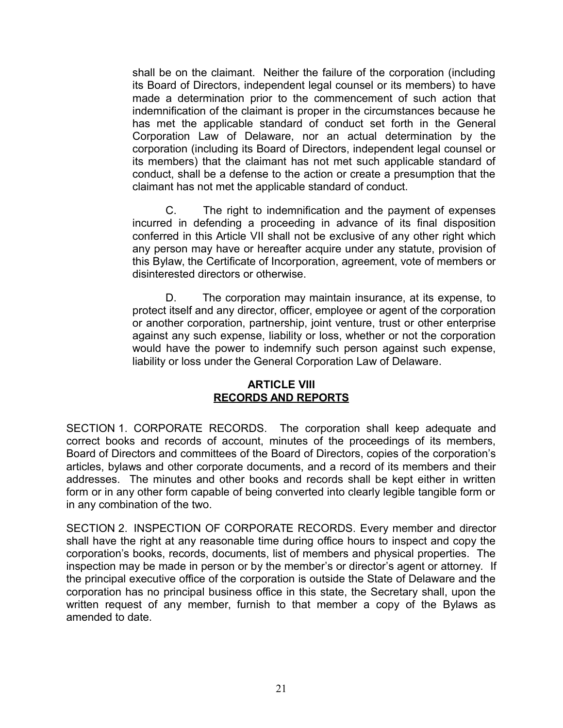shall be on the claimant. Neither the failure of the corporation (including its Board of Directors, independent legal counsel or its members) to have made a determination prior to the commencement of such action that indemnification of the claimant is proper in the circumstances because he has met the applicable standard of conduct set forth in the General Corporation Law of Delaware, nor an actual determination by the corporation (including its Board of Directors, independent legal counsel or its members) that the claimant has not met such applicable standard of conduct, shall be a defense to the action or create a presumption that the claimant has not met the applicable standard of conduct.

C. The right to indemnification and the payment of expenses incurred in defending a proceeding in advance of its final disposition conferred in this Article VII shall not be exclusive of any other right which any person may have or hereafter acquire under any statute, provision of this Bylaw, the Certificate of Incorporation, agreement, vote of members or disinterested directors or otherwise.

D. The corporation may maintain insurance, at its expense, to protect itself and any director, officer, employee or agent of the corporation or another corporation, partnership, joint venture, trust or other enterprise against any such expense, liability or loss, whether or not the corporation would have the power to indemnify such person against such expense, liability or loss under the General Corporation Law of Delaware.

## ARTICLE VIII
## RECORDS AND REPORTS

SECTION 1. CORPORATE RECORDS. The corporation shall keep adequate and correct books and records of account, minutes of the proceedings of its members, Board of Directors and committees of the Board of Directors, copies of the corporation's articles, bylaws and other corporate documents, and a record of its members and their addresses. The minutes and other books and records shall be kept either in written form or in any other form capable of being converted into clearly legible tangible form or in any combination of the two.

SECTION 2. INSPECTION OF CORPORATE RECORDS. Every member and director shall have the right at any reasonable time during office hours to inspect and copy the corporation's books, records, documents, list of members and physical properties. The inspection may be made in person or by the member's or director's agent or attorney. If the principal executive office of the corporation is outside the State of Delaware and the corporation has no principal business office in this state, the Secretary shall, upon the written request of any member, furnish to that member a copy of the Bylaws as amended to date.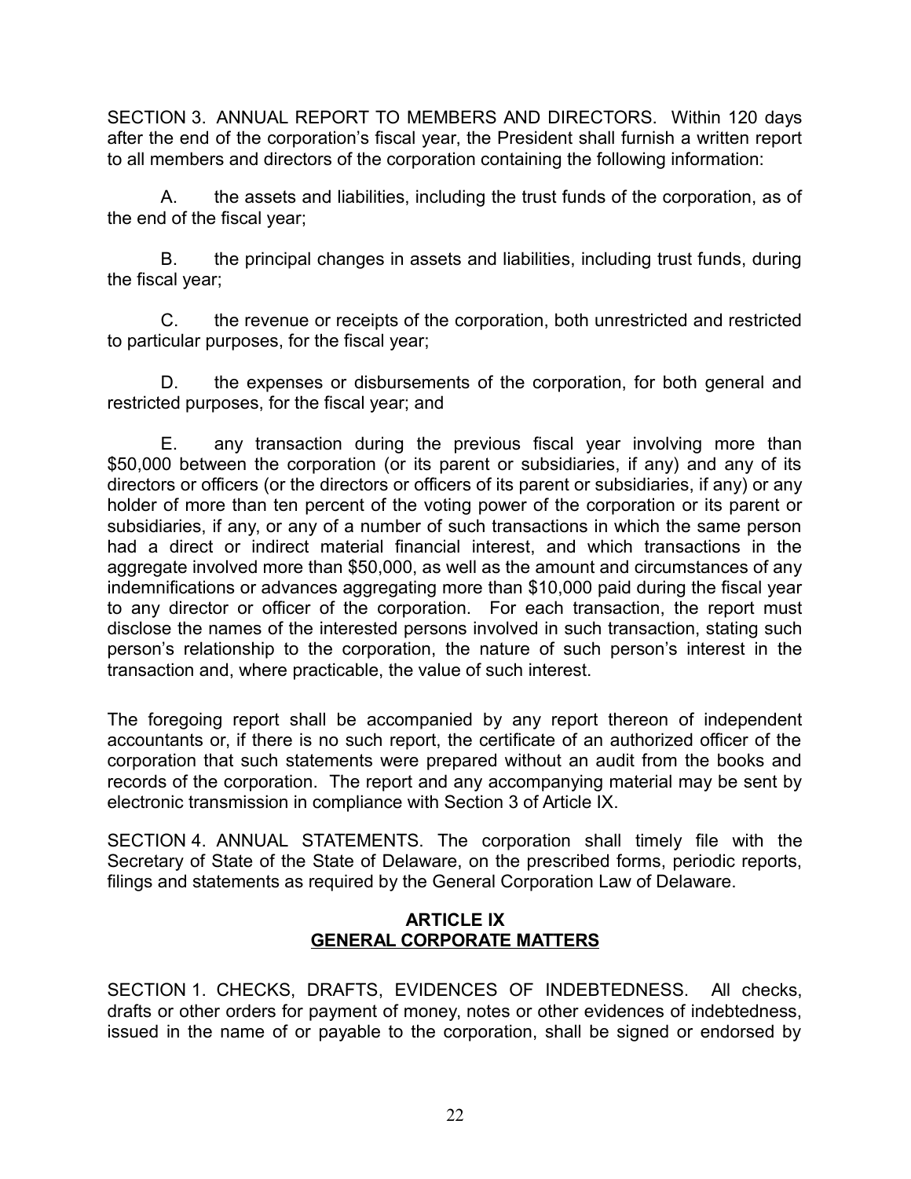SECTION 3. ANNUAL REPORT TO MEMBERS AND DIRECTORS. Within 120 days after the end of the corporation's fiscal year, the President shall furnish a written report to all members and directors of the corporation containing the following information:

A. the assets and liabilities, including the trust funds of the corporation, as of the end of the fiscal year;

B. the principal changes in assets and liabilities, including trust funds, during the fiscal year;

C. the revenue or receipts of the corporation, both unrestricted and restricted to particular purposes, for the fiscal year;

D. the expenses or disbursements of the corporation, for both general and restricted purposes, for the fiscal year; and

E. any transaction during the previous fiscal year involving more than $50,000 between the corporation (or its parent or subsidiaries, if any) and any of its directors or officers (or the directors or officers of its parent or subsidiaries, if any) or any holder of more than ten percent of the voting power of the corporation or its parent or subsidiaries, if any, or any of a number of such transactions in which the same person had a direct or indirect material financial interest, and which transactions in the aggregate involved more than $50,000, as well as the amount and circumstances of any indemnifications or advances aggregating more than $10,000 paid during the fiscal year to any director or officer of the corporation. For each transaction, the report must disclose the names of the interested persons involved in such transaction, stating such person's relationship to the corporation, the nature of such person's interest in the transaction and, where practicable, the value of such interest.

The foregoing report shall be accompanied by any report thereon of independent accountants or, if there is no such report, the certificate of an authorized officer of the corporation that such statements were prepared without an audit from the books and records of the corporation. The report and any accompanying material may be sent by electronic transmission in compliance with Section 3 of Article IX.

SECTION 4. ANNUAL STATEMENTS. The corporation shall timely file with the Secretary of State of the State of Delaware, on the prescribed forms, periodic reports, filings and statements as required by the General Corporation Law of Delaware.

## ARTICLE IX
## GENERAL CORPORATE MATTERS

SECTION 1. CHECKS, DRAFTS, EVIDENCES OF INDEBTEDNESS. All checks, drafts or other orders for payment of money, notes or other evidences of indebtedness, issued in the name of or payable to the corporation, shall be signed or endorsed by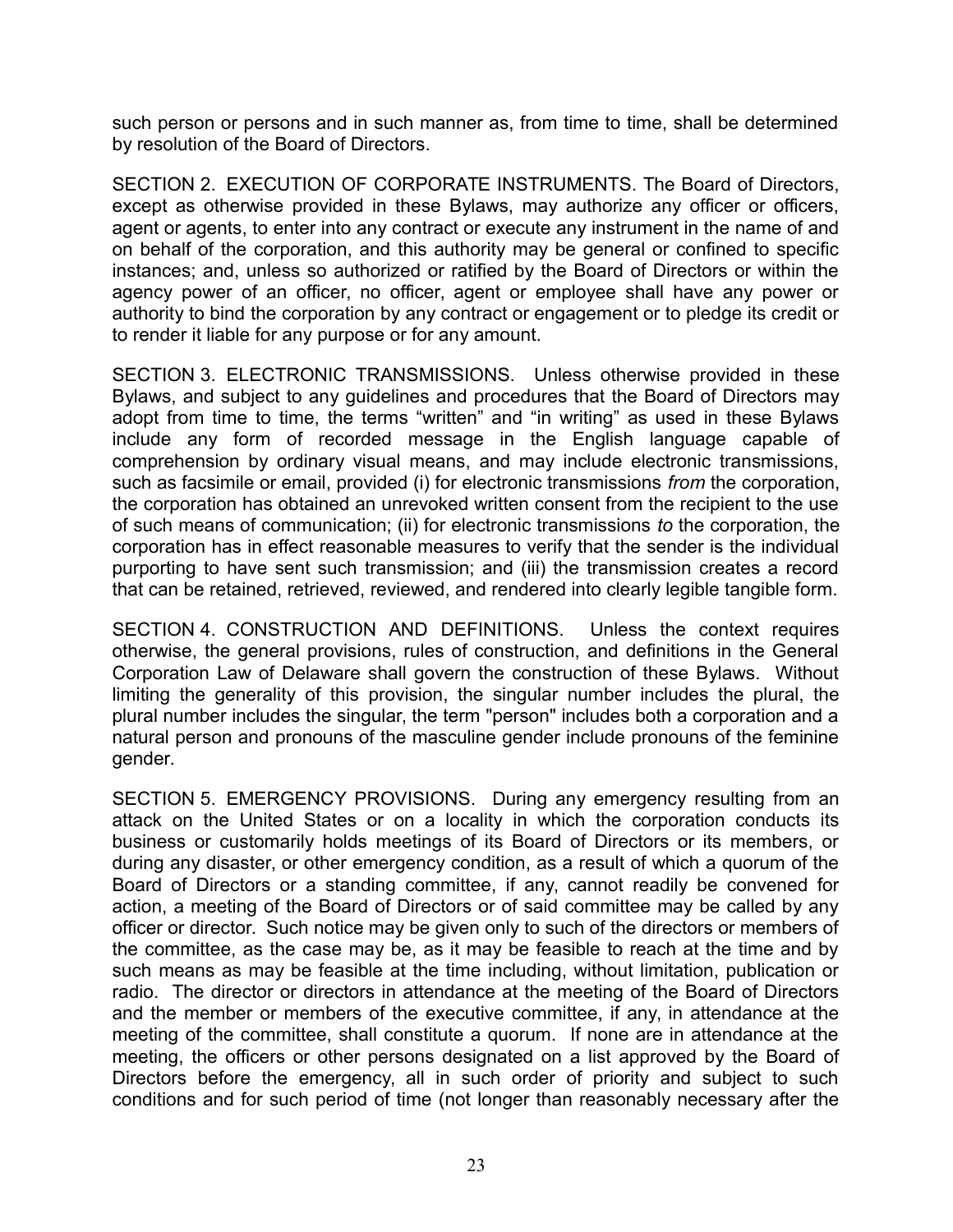such person or persons and in such manner as, from time to time, shall be determined by resolution of the Board of Directors.

SECTION 2. EXECUTION OF CORPORATE INSTRUMENTS. The Board of Directors, except as otherwise provided in these Bylaws, may authorize any officer or officers, agent or agents, to enter into any contract or execute any instrument in the name of and on behalf of the corporation, and this authority may be general or confined to specific instances; and, unless so authorized or ratified by the Board of Directors or within the agency power of an officer, no officer, agent or employee shall have any power or authority to bind the corporation by any contract or engagement or to pledge its credit or to render it liable for any purpose or for any amount.

SECTION 3. ELECTRONIC TRANSMISSIONS. Unless otherwise provided in these Bylaws, and subject to any guidelines and procedures that the Board of Directors may adopt from time to time, the terms "written" and "in writing" as used in these Bylaws include any form of recorded message in the English language capable of comprehension by ordinary visual means, and may include electronic transmissions, such as facsimile or email, provided (i) for electronic transmissions *from* the corporation, the corporation has obtained an unrevoked written consent from the recipient to the use of such means of communication; (ii) for electronic transmissions *to* the corporation, the corporation has in effect reasonable measures to verify that the sender is the individual purporting to have sent such transmission; and (iii) the transmission creates a record that can be retained, retrieved, reviewed, and rendered into clearly legible tangible form.

SECTION 4. CONSTRUCTION AND DEFINITIONS. Unless the context requires otherwise, the general provisions, rules of construction, and definitions in the General Corporation Law of Delaware shall govern the construction of these Bylaws. Without limiting the generality of this provision, the singular number includes the plural, the plural number includes the singular, the term "person" includes both a corporation and a natural person and pronouns of the masculine gender include pronouns of the feminine gender.

SECTION 5. EMERGENCY PROVISIONS. During any emergency resulting from an attack on the United States or on a locality in which the corporation conducts its business or customarily holds meetings of its Board of Directors or its members, or during any disaster, or other emergency condition, as a result of which a quorum of the Board of Directors or a standing committee, if any, cannot readily be convened for action, a meeting of the Board of Directors or of said committee may be called by any officer or director. Such notice may be given only to such of the directors or members of the committee, as the case may be, as it may be feasible to reach at the time and by such means as may be feasible at the time including, without limitation, publication or radio. The director or directors in attendance at the meeting of the Board of Directors and the member or members of the executive committee, if any, in attendance at the meeting of the committee, shall constitute a quorum. If none are in attendance at the meeting, the officers or other persons designated on a list approved by the Board of Directors before the emergency, all in such order of priority and subject to such conditions and for such period of time (not longer than reasonably necessary after the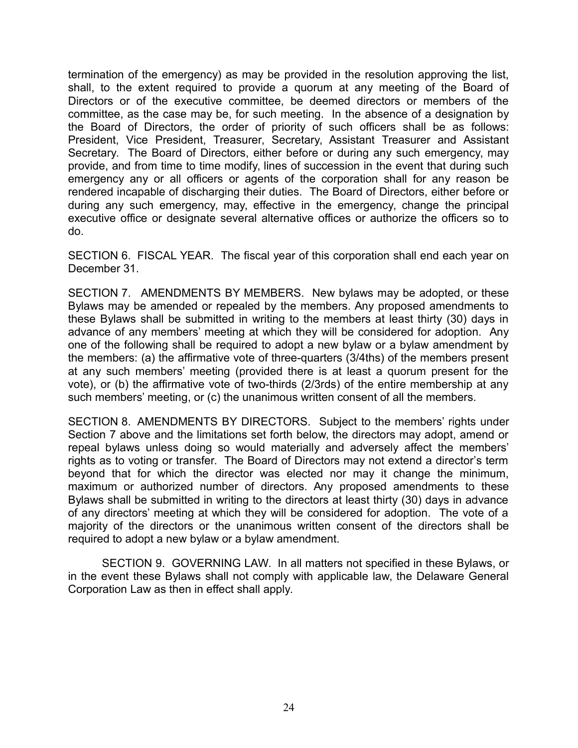termination of the emergency) as may be provided in the resolution approving the list, shall, to the extent required to provide a quorum at any meeting of the Board of Directors or of the executive committee, be deemed directors or members of the committee, as the case may be, for such meeting. In the absence of a designation by the Board of Directors, the order of priority of such officers shall be as follows: President, Vice President, Treasurer, Secretary, Assistant Treasurer and Assistant Secretary. The Board of Directors, either before or during any such emergency, may provide, and from time to time modify, lines of succession in the event that during such emergency any or all officers or agents of the corporation shall for any reason be rendered incapable of discharging their duties. The Board of Directors, either before or during any such emergency, may, effective in the emergency, change the principal executive office or designate several alternative offices or authorize the officers so to do.

SECTION 6. FISCAL YEAR. The fiscal year of this corporation shall end each year on December 31.

SECTION 7. AMENDMENTS BY MEMBERS. New bylaws may be adopted, or these Bylaws may be amended or repealed by the members. Any proposed amendments to these Bylaws shall be submitted in writing to the members at least thirty (30) days in advance of any members' meeting at which they will be considered for adoption. Any one of the following shall be required to adopt a new bylaw or a bylaw amendment by the members: (a) the affirmative vote of three-quarters (3/4ths) of the members present at any such members' meeting (provided there is at least a quorum present for the vote), or (b) the affirmative vote of two-thirds (2/3rds) of the entire membership at any such members' meeting, or (c) the unanimous written consent of all the members.

SECTION 8. AMENDMENTS BY DIRECTORS. Subject to the members' rights under Section 7 above and the limitations set forth below, the directors may adopt, amend or repeal bylaws unless doing so would materially and adversely affect the members' rights as to voting or transfer. The Board of Directors may not extend a director's term beyond that for which the director was elected nor may it change the minimum, maximum or authorized number of directors. Any proposed amendments to these Bylaws shall be submitted in writing to the directors at least thirty (30) days in advance of any directors' meeting at which they will be considered for adoption. The vote of a majority of the directors or the unanimous written consent of the directors shall be required to adopt a new bylaw or a bylaw amendment.

SECTION 9. GOVERNING LAW. In all matters not specified in these Bylaws, or in the event these Bylaws shall not comply with applicable law, the Delaware General Corporation Law as then in effect shall apply.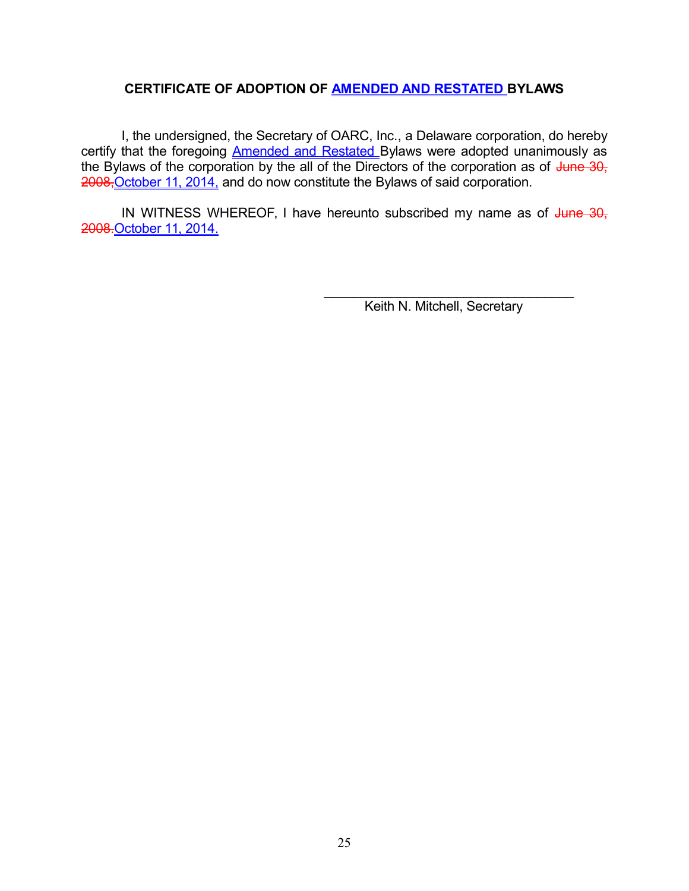**CERTIFICATE OF ADOPTION OF AMENDED AND RESTATED BYLAWS**

I, the undersigned, the Secretary of OARC, Inc., a Delaware corporation, do hereby certify that the foregoing Amended and Restated Bylaws were adopted unanimously as the Bylaws of the corporation by the all of the Directors of the corporation as of ~~June 30, 2008,~~ October 11, 2014, and do now constitute the Bylaws of said corporation.

IN WITNESS WHEREOF, I have hereunto subscribed my name as of ~~June 30, 2008.~~ October 11, 2014.

\_\_\_\_\_\_\_\_\_\_\_\_\_\_\_\_\_\_\_\_\_\_\_\_\_\_\_\_\_\_\_\_\_\_\_

Keith N. Mitchell, Secretary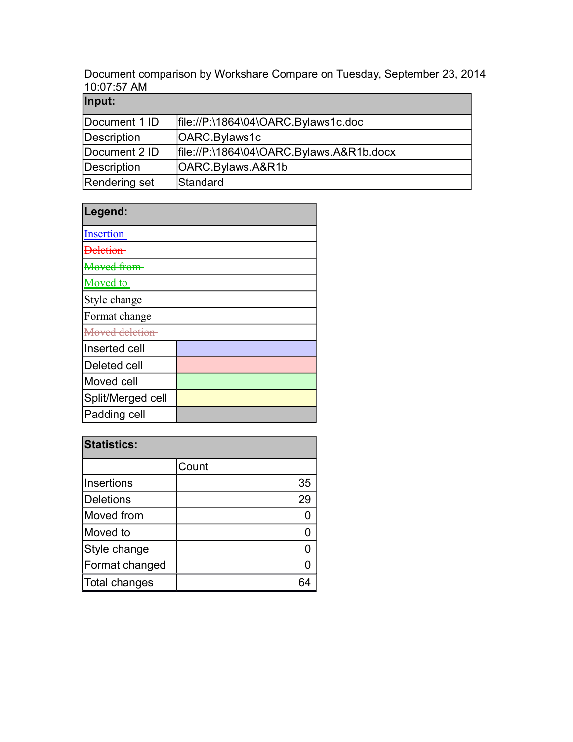Document comparison by Workshare Compare on Tuesday, September 23, 2014 10:07:57 AM

| **Input:** | |
|---|---|
| Document 1 ID | file://P:\1864\04\OARC.Bylaws1c.doc |
| Description | OARC.Bylaws1c |
| Document 2 ID | file://P:\1864\04\OARC.Bylaws.A&R1b.docx |
| Description | OARC.Bylaws.A&R1b |
| Rendering set | Standard |

| **Legend:** | |
|---|---|
| Insertion | |
| ~~Deletion~~ | |
| ~~Moved from~~ | |
| Moved to | |
| Style change | |
| Format change | |
| ~~Moved deletion~~ | |
| Inserted cell | |
| Deleted cell | |
| Moved cell | |
| Split/Merged cell | |
| Padding cell | |

| **Statistics:** | |
|---|---|
| | Count |
| Insertions | 35 |
| Deletions | 29 |
| Moved from | 0 |
| Moved to | 0 |
| Style change | 0 |
| Format changed | 0 |
| Total changes | 64 |